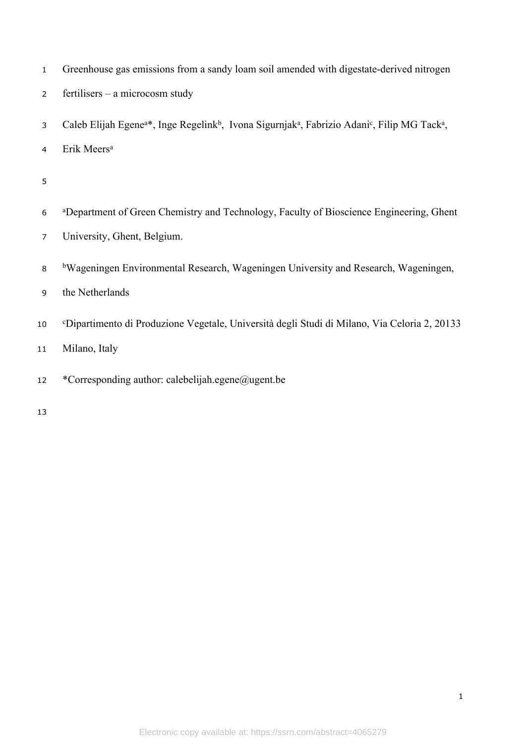# Greenhouse gas emissions from a sandy loam soil amended with digestate-derived nitrogen fertilisers – a microcosm study

Caleb Elijah Egene[a]*, Inge Regelink[b], Ivona Sigurnjak[a], Fabrizio Adani[c], Filip MG Tack[a], Erik Meers[a]

[a]Department of Green Chemistry and Technology, Faculty of Bioscience Engineering, Ghent University, Ghent, Belgium.

[b]Wageningen Environmental Research, Wageningen University and Research, Wageningen, the Netherlands

[c]Dipartimento di Produzione Vegetale, Università degli Studi di Milano, Via Celoria 2, 20133 Milano, Italy

*Corresponding author: calebelijah.egene@ugent.be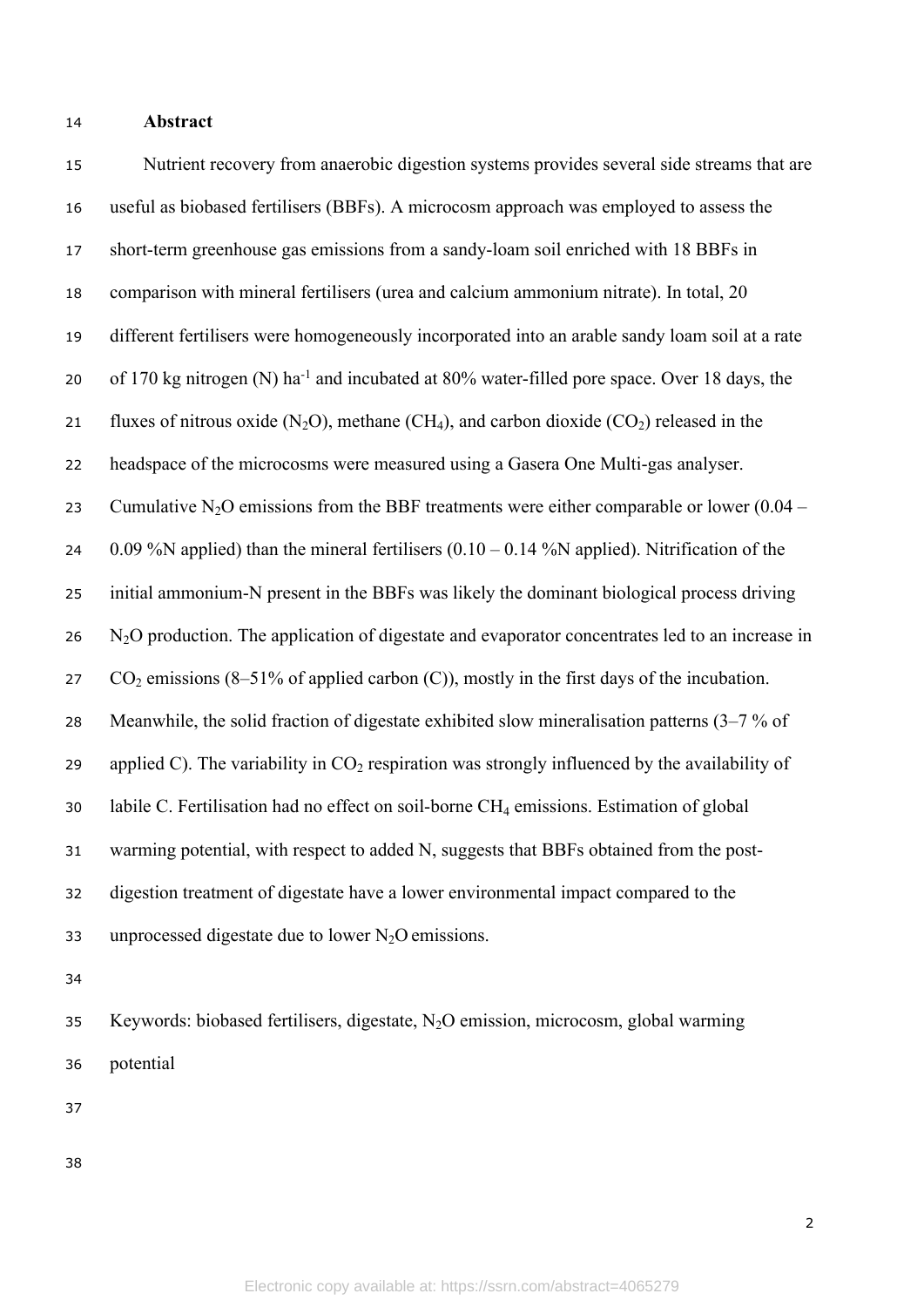## Abstract

Nutrient recovery from anaerobic digestion systems provides several side streams that are useful as biobased fertilisers (BBFs). A microcosm approach was employed to assess the short-term greenhouse gas emissions from a sandy-loam soil enriched with 18 BBFs in comparison with mineral fertilisers (urea and calcium ammonium nitrate). In total, 20 different fertilisers were homogeneously incorporated into an arable sandy loam soil at a rate of 170 kg nitrogen (N) $ha^{-1}$ and incubated at 80% water-filled pore space. Over 18 days, the fluxes of nitrous oxide ($N_2O$), methane ($CH_4$), and carbon dioxide ($CO_2$) released in the headspace of the microcosms were measured using a Gasera One Multi-gas analyser. Cumulative $N_2O$ emissions from the BBF treatments were either comparable or lower (0.04 – 0.09 %N applied) than the mineral fertilisers (0.10 – 0.14 %N applied). Nitrification of the initial ammonium-N present in the BBFs was likely the dominant biological process driving $N_2O$ production. The application of digestate and evaporator concentrates led to an increase in $CO_2$ emissions (8–51% of applied carbon (C)), mostly in the first days of the incubation. Meanwhile, the solid fraction of digestate exhibited slow mineralisation patterns (3–7 % of applied C). The variability in $CO_2$ respiration was strongly influenced by the availability of labile C. Fertilisation had no effect on soil-borne $CH_4$ emissions. Estimation of global warming potential, with respect to added N, suggests that BBFs obtained from the post-digestion treatment of digestate have a lower environmental impact compared to the unprocessed digestate due to lower $N_2O$ emissions.

Keywords: biobased fertilisers, digestate, $N_2O$ emission, microcosm, global warming potential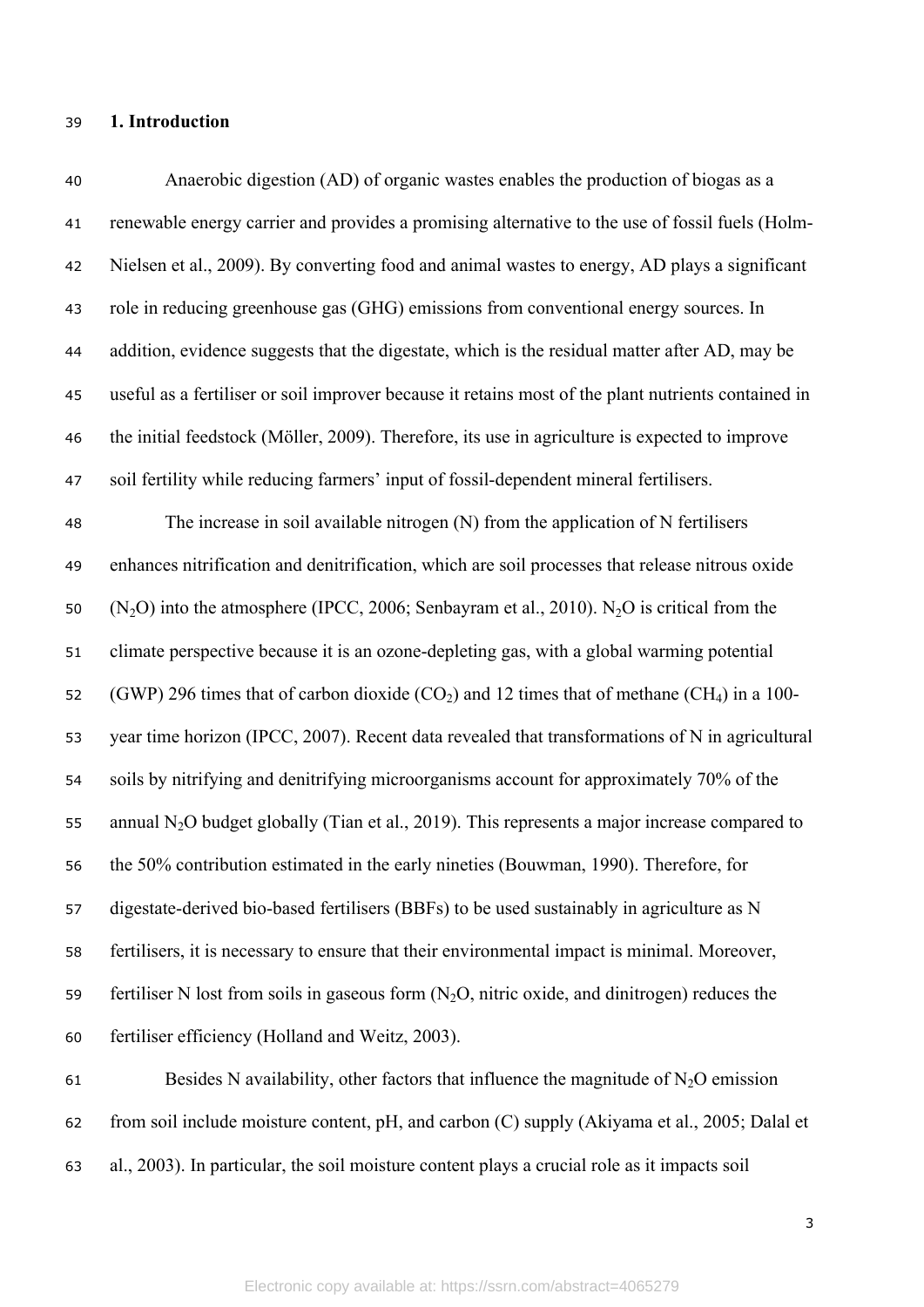# 1. Introduction

Anaerobic digestion (AD) of organic wastes enables the production of biogas as a renewable energy carrier and provides a promising alternative to the use of fossil fuels (Holm-Nielsen et al., 2009). By converting food and animal wastes to energy, AD plays a significant role in reducing greenhouse gas (GHG) emissions from conventional energy sources. In addition, evidence suggests that the digestate, which is the residual matter after AD, may be useful as a fertiliser or soil improver because it retains most of the plant nutrients contained in the initial feedstock (Möller, 2009). Therefore, its use in agriculture is expected to improve soil fertility while reducing farmers' input of fossil-dependent mineral fertilisers.

The increase in soil available nitrogen (N) from the application of N fertilisers enhances nitrification and denitrification, which are soil processes that release nitrous oxide ($N_2O$) into the atmosphere (IPCC, 2006; Senbayram et al., 2010). $N_2O$ is critical from the climate perspective because it is an ozone-depleting gas, with a global warming potential (GWP) 296 times that of carbon dioxide ($CO_2$) and 12 times that of methane ($CH_4$) in a 100-year time horizon (IPCC, 2007). Recent data revealed that transformations of N in agricultural soils by nitrifying and denitrifying microorganisms account for approximately 70% of the annual $N_2O$ budget globally (Tian et al., 2019). This represents a major increase compared to the 50% contribution estimated in the early nineties (Bouwman, 1990). Therefore, for digestate-derived bio-based fertilisers (BBFs) to be used sustainably in agriculture as N fertilisers, it is necessary to ensure that their environmental impact is minimal. Moreover, fertiliser N lost from soils in gaseous form ($N_2O$, nitric oxide, and dinitrogen) reduces the fertiliser efficiency (Holland and Weitz, 2003).

Besides N availability, other factors that influence the magnitude of $N_2O$ emission from soil include moisture content, pH, and carbon (C) supply (Akiyama et al., 2005; Dalal et al., 2003). In particular, the soil moisture content plays a crucial role as it impacts soil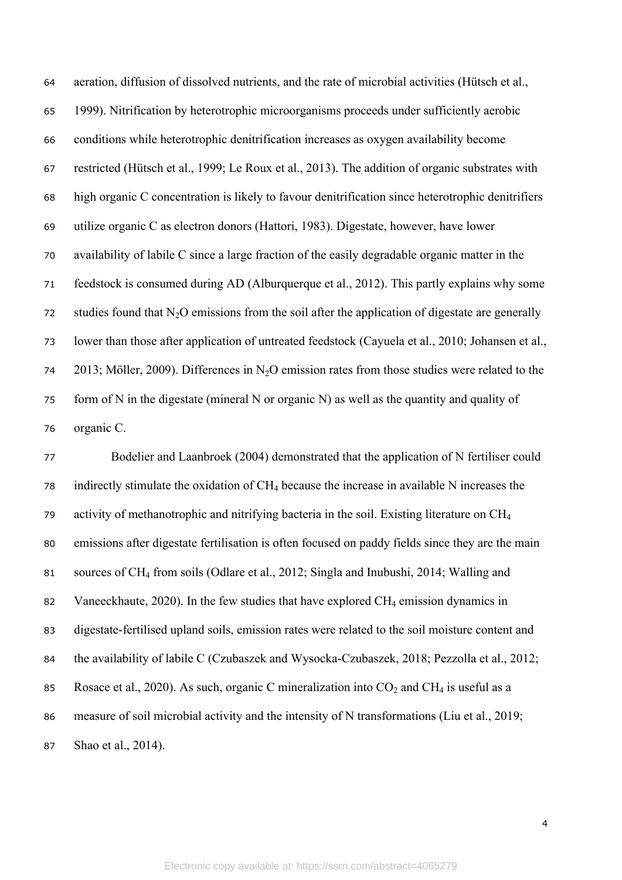aeration, diffusion of dissolved nutrients, and the rate of microbial activities (Hütsch et al., 1999). Nitrification by heterotrophic microorganisms proceeds under sufficiently aerobic conditions while heterotrophic denitrification increases as oxygen availability become restricted (Hütsch et al., 1999; Le Roux et al., 2013). The addition of organic substrates with high organic C concentration is likely to favour denitrification since heterotrophic denitrifiers utilize organic C as electron donors (Hattori, 1983). Digestate, however, have lower availability of labile C since a large fraction of the easily degradable organic matter in the feedstock is consumed during AD (Alburquerque et al., 2012). This partly explains why some studies found that $N_2O$ emissions from the soil after the application of digestate are generally lower than those after application of untreated feedstock (Cayuela et al., 2010; Johansen et al., 2013; Möller, 2009). Differences in $N_2O$ emission rates from those studies were related to the form of N in the digestate (mineral N or organic N) as well as the quantity and quality of organic C.

Bodelier and Laanbroek (2004) demonstrated that the application of N fertiliser could indirectly stimulate the oxidation of $CH_4$ because the increase in available N increases the activity of methanotrophic and nitrifying bacteria in the soil. Existing literature on $CH_4$ emissions after digestate fertilisation is often focused on paddy fields since they are the main sources of $CH_4$ from soils (Odlare et al., 2012; Singla and Inubushi, 2014; Walling and Vaneeckhaute, 2020). In the few studies that have explored $CH_4$ emission dynamics in digestate-fertilised upland soils, emission rates were related to the soil moisture content and the availability of labile C (Czubaszek and Wysocka-Czubaszek, 2018; Pezzolla et al., 2012; Rosace et al., 2020). As such, organic C mineralization into $CO_2$ and $CH_4$ is useful as a measure of soil microbial activity and the intensity of N transformations (Liu et al., 2019; Shao et al., 2014).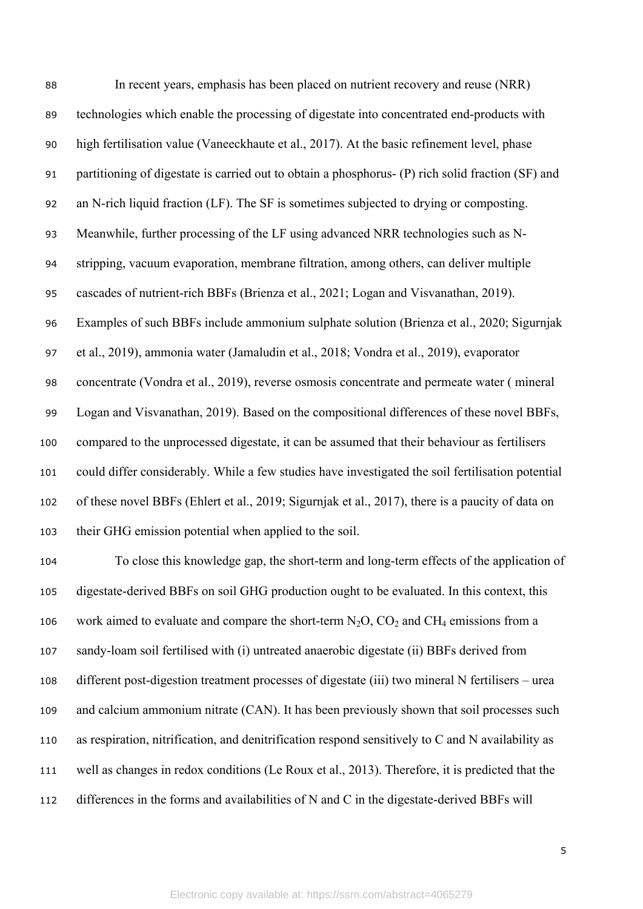In recent years, emphasis has been placed on nutrient recovery and reuse (NRR) technologies which enable the processing of digestate into concentrated end-products with high fertilisation value (Vaneeckhaute et al., 2017). At the basic refinement level, phase partitioning of digestate is carried out to obtain a phosphorus- (P) rich solid fraction (SF) and an N-rich liquid fraction (LF). The SF is sometimes subjected to drying or composting. Meanwhile, further processing of the LF using advanced NRR technologies such as N-stripping, vacuum evaporation, membrane filtration, among others, can deliver multiple cascades of nutrient-rich BBFs (Brienza et al., 2021; Logan and Visvanathan, 2019). Examples of such BBFs include ammonium sulphate solution (Brienza et al., 2020; Sigurnjak et al., 2019), ammonia water (Jamaludin et al., 2018; Vondra et al., 2019), evaporator concentrate (Vondra et al., 2019), reverse osmosis concentrate and permeate water ( mineral Logan and Visvanathan, 2019). Based on the compositional differences of these novel BBFs, compared to the unprocessed digestate, it can be assumed that their behaviour as fertilisers could differ considerably. While a few studies have investigated the soil fertilisation potential of these novel BBFs (Ehlert et al., 2019; Sigurnjak et al., 2017), there is a paucity of data on their GHG emission potential when applied to the soil.

To close this knowledge gap, the short-term and long-term effects of the application of digestate-derived BBFs on soil GHG production ought to be evaluated. In this context, this work aimed to evaluate and compare the short-term $N_2O$, $CO_2$ and $CH_4$ emissions from a sandy-loam soil fertilised with (i) untreated anaerobic digestate (ii) BBFs derived from different post-digestion treatment processes of digestate (iii) two mineral N fertilisers – urea and calcium ammonium nitrate (CAN). It has been previously shown that soil processes such as respiration, nitrification, and denitrification respond sensitively to C and N availability as well as changes in redox conditions (Le Roux et al., 2013). Therefore, it is predicted that the differences in the forms and availabilities of N and C in the digestate-derived BBFs will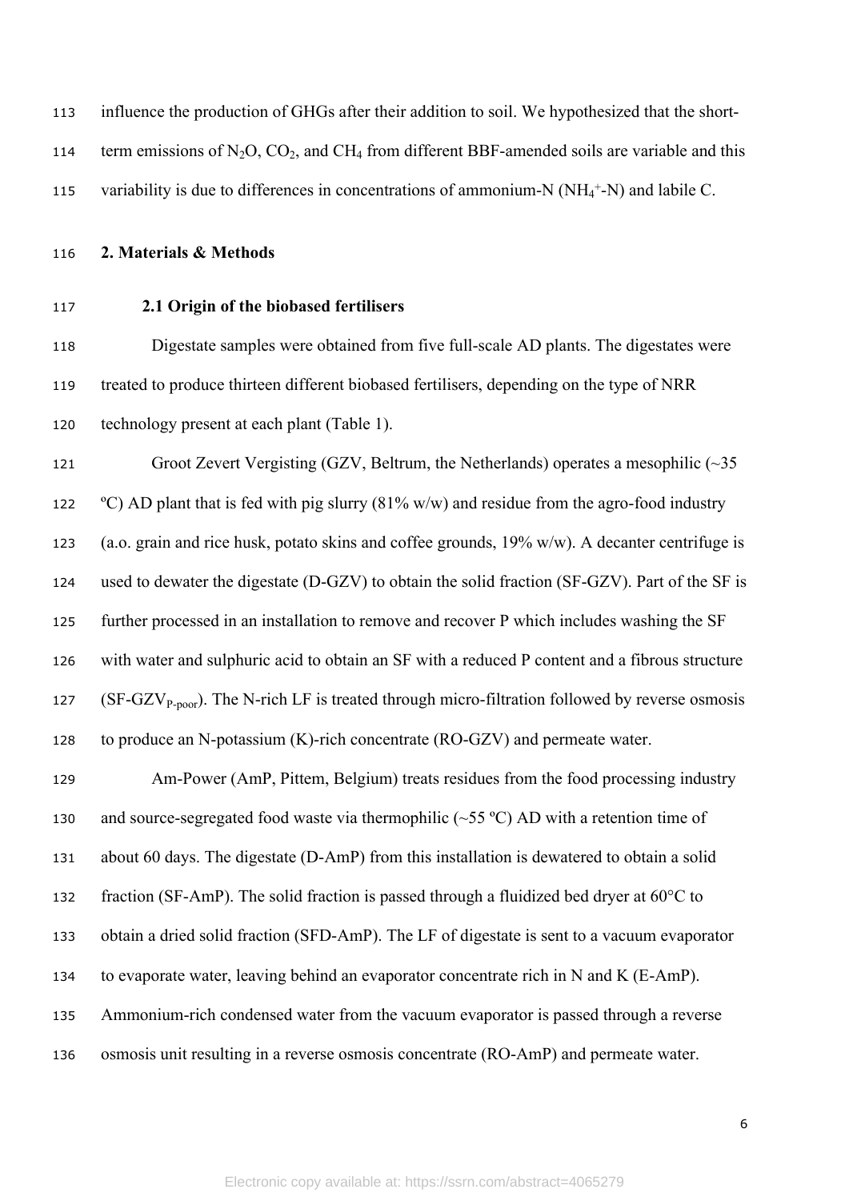influence the production of GHGs after their addition to soil. We hypothesized that the short-term emissions of $N_2O$, $CO_2$, and $CH_4$ from different BBF-amended soils are variable and this variability is due to differences in concentrations of ammonium-N ($NH_4^+$-N) and labile C.

## 2. Materials & Methods

### 2.1 Origin of the biobased fertilisers

Digestate samples were obtained from five full-scale AD plants. The digestates were treated to produce thirteen different biobased fertilisers, depending on the type of NRR technology present at each plant (Table 1).

Groot Zevert Vergisting (GZV, Beltrum, the Netherlands) operates a mesophilic (~35 ºC) AD plant that is fed with pig slurry (81% w/w) and residue from the agro-food industry (a.o. grain and rice husk, potato skins and coffee grounds, 19% w/w). A decanter centrifuge is used to dewater the digestate (D-GZV) to obtain the solid fraction (SF-GZV). Part of the SF is further processed in an installation to remove and recover P which includes washing the SF with water and sulphuric acid to obtain an SF with a reduced P content and a fibrous structure (SF-$GZV_{P\text{-poor}}$). The N-rich LF is treated through micro-filtration followed by reverse osmosis to produce an N-potassium (K)-rich concentrate (RO-GZV) and permeate water.

Am-Power (AmP, Pittem, Belgium) treats residues from the food processing industry and source-segregated food waste via thermophilic (~55 ºC) AD with a retention time of about 60 days. The digestate (D-AmP) from this installation is dewatered to obtain a solid fraction (SF-AmP). The solid fraction is passed through a fluidized bed dryer at 60°C to obtain a dried solid fraction (SFD-AmP). The LF of digestate is sent to a vacuum evaporator to evaporate water, leaving behind an evaporator concentrate rich in N and K (E-AmP). Ammonium-rich condensed water from the vacuum evaporator is passed through a reverse osmosis unit resulting in a reverse osmosis concentrate (RO-AmP) and permeate water.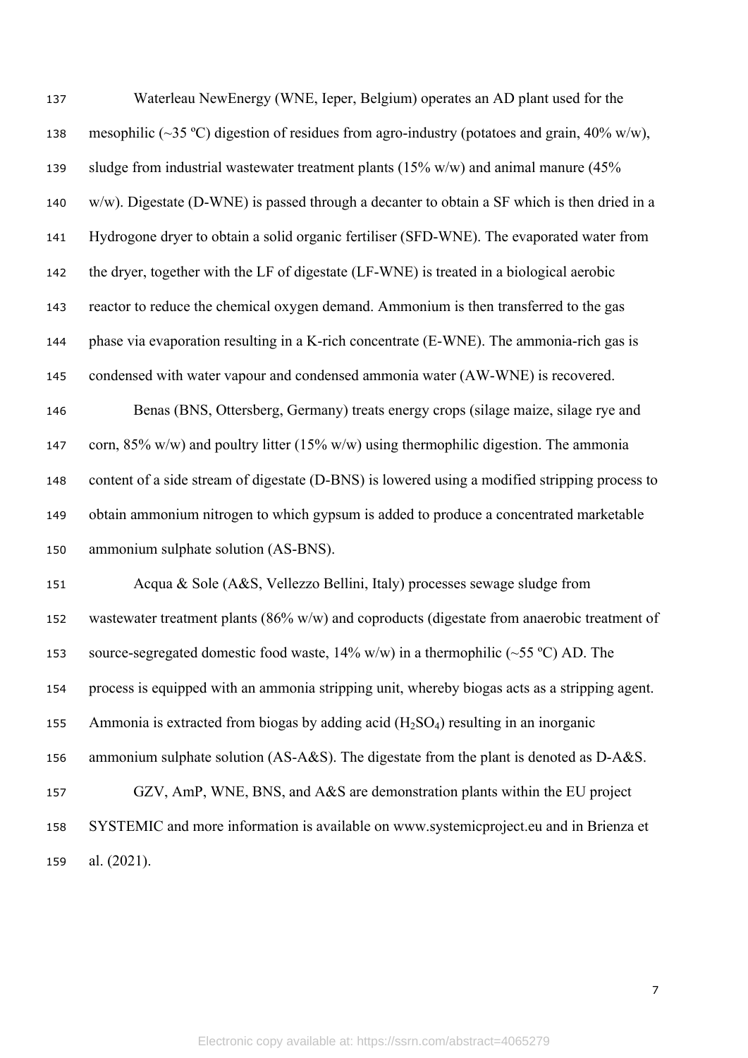Waterleau NewEnergy (WNE, Ieper, Belgium) operates an AD plant used for the mesophilic (~35 ºC) digestion of residues from agro-industry (potatoes and grain, 40% w/w), sludge from industrial wastewater treatment plants (15% w/w) and animal manure (45% w/w). Digestate (D-WNE) is passed through a decanter to obtain a SF which is then dried in a Hydrogone dryer to obtain a solid organic fertiliser (SFD-WNE). The evaporated water from the dryer, together with the LF of digestate (LF-WNE) is treated in a biological aerobic reactor to reduce the chemical oxygen demand. Ammonium is then transferred to the gas phase via evaporation resulting in a K-rich concentrate (E-WNE). The ammonia-rich gas is condensed with water vapour and condensed ammonia water (AW-WNE) is recovered.

Benas (BNS, Ottersberg, Germany) treats energy crops (silage maize, silage rye and corn, 85% w/w) and poultry litter (15% w/w) using thermophilic digestion. The ammonia content of a side stream of digestate (D-BNS) is lowered using a modified stripping process to obtain ammonium nitrogen to which gypsum is added to produce a concentrated marketable ammonium sulphate solution (AS-BNS).

Acqua & Sole (A&S, Vellezzo Bellini, Italy) processes sewage sludge from wastewater treatment plants (86% w/w) and coproducts (digestate from anaerobic treatment of source-segregated domestic food waste, 14% w/w) in a thermophilic (~55 ºC) AD. The process is equipped with an ammonia stripping unit, whereby biogas acts as a stripping agent. Ammonia is extracted from biogas by adding acid ($H_2SO_4$) resulting in an inorganic ammonium sulphate solution (AS-A&S). The digestate from the plant is denoted as D-A&S.

GZV, AmP, WNE, BNS, and A&S are demonstration plants within the EU project SYSTEMIC and more information is available on www.systemicproject.eu and in Brienza et al. (2021).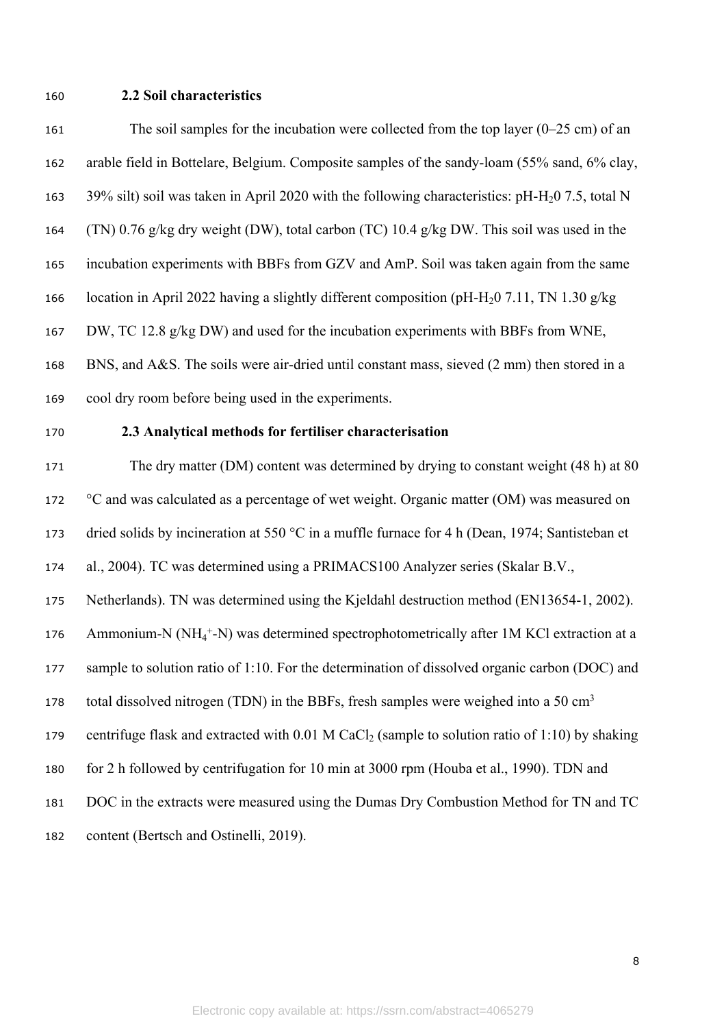### 2.2 Soil characteristics

The soil samples for the incubation were collected from the top layer (0–25 cm) of an arable field in Bottelare, Belgium. Composite samples of the sandy-loam (55% sand, 6% clay, 39% silt) soil was taken in April 2020 with the following characteristics: pH-$H_20$ 7.5, total N (TN) 0.76 g/kg dry weight (DW), total carbon (TC) 10.4 g/kg DW. This soil was used in the incubation experiments with BBFs from GZV and AmP. Soil was taken again from the same location in April 2022 having a slightly different composition (pH-$H_20$ 7.11, TN 1.30 g/kg DW, TC 12.8 g/kg DW) and used for the incubation experiments with BBFs from WNE, BNS, and A&S. The soils were air-dried until constant mass, sieved (2 mm) then stored in a cool dry room before being used in the experiments.

### 2.3 Analytical methods for fertiliser characterisation

The dry matter (DM) content was determined by drying to constant weight (48 h) at 80 °C and was calculated as a percentage of wet weight. Organic matter (OM) was measured on dried solids by incineration at 550 °C in a muffle furnace for 4 h (Dean, 1974; Santisteban et al., 2004). TC was determined using a PRIMACS100 Analyzer series (Skalar B.V., Netherlands). TN was determined using the Kjeldahl destruction method (EN13654-1, 2002). Ammonium-N ($NH_4^+$-N) was determined spectrophotometrically after 1M KCl extraction at a sample to solution ratio of 1:10. For the determination of dissolved organic carbon (DOC) and total dissolved nitrogen (TDN) in the BBFs, fresh samples were weighed into a 50 $cm^3$ centrifuge flask and extracted with 0.01 M $CaCl_2$ (sample to solution ratio of 1:10) by shaking for 2 h followed by centrifugation for 10 min at 3000 rpm (Houba et al., 1990). TDN and DOC in the extracts were measured using the Dumas Dry Combustion Method for TN and TC content (Bertsch and Ostinelli, 2019).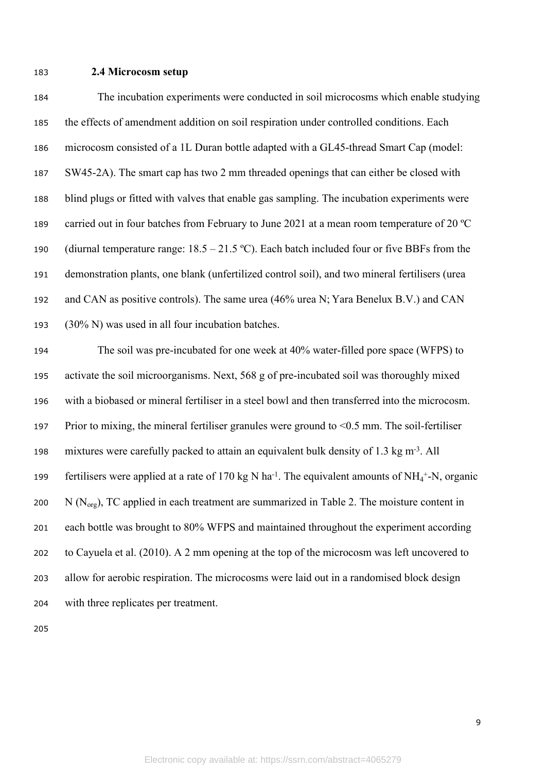### 2.4 Microcosm setup

The incubation experiments were conducted in soil microcosms which enable studying the effects of amendment addition on soil respiration under controlled conditions. Each microcosm consisted of a 1L Duran bottle adapted with a GL45-thread Smart Cap (model: SW45-2A). The smart cap has two 2 mm threaded openings that can either be closed with blind plugs or fitted with valves that enable gas sampling. The incubation experiments were carried out in four batches from February to June 2021 at a mean room temperature of 20 ºC (diurnal temperature range: 18.5 – 21.5 ºC). Each batch included four or five BBFs from the demonstration plants, one blank (unfertilized control soil), and two mineral fertilisers (urea and CAN as positive controls). The same urea (46% urea N; Yara Benelux B.V.) and CAN (30% N) was used in all four incubation batches.

The soil was pre-incubated for one week at 40% water-filled pore space (WFPS) to activate the soil microorganisms. Next, 568 g of pre-incubated soil was thoroughly mixed with a biobased or mineral fertiliser in a steel bowl and then transferred into the microcosm. Prior to mixing, the mineral fertiliser granules were ground to <0.5 mm. The soil-fertiliser mixtures were carefully packed to attain an equivalent bulk density of 1.3 kg $m^{-3}$. All fertilisers were applied at a rate of 170 kg N $ha^{-1}$. The equivalent amounts of $NH_4^+$-N, organic N ($N_{org}$), TC applied in each treatment are summarized in Table 2. The moisture content in each bottle was brought to 80% WFPS and maintained throughout the experiment according to Cayuela et al. (2010). A 2 mm opening at the top of the microcosm was left uncovered to allow for aerobic respiration. The microcosms were laid out in a randomised block design with three replicates per treatment.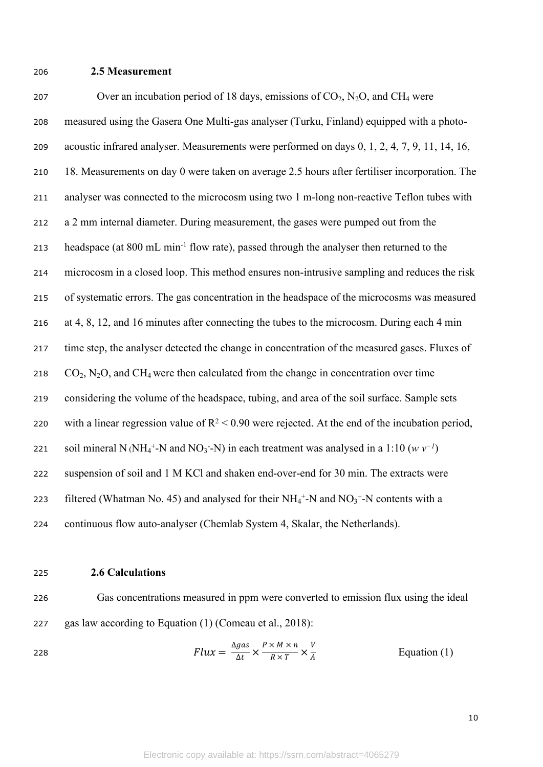### 2.5 Measurement

Over an incubation period of 18 days, emissions of $CO_2$, $N_2O$, and $CH_4$ were measured using the Gasera One Multi-gas analyser (Turku, Finland) equipped with a photo-acoustic infrared analyser. Measurements were performed on days 0, 1, 2, 4, 7, 9, 11, 14, 16, 18. Measurements on day 0 were taken on average 2.5 hours after fertiliser incorporation. The analyser was connected to the microcosm using two 1 m-long non-reactive Teflon tubes with a 2 mm internal diameter. During measurement, the gases were pumped out from the headspace (at 800 mL $min^{-1}$ flow rate), passed through the analyser then returned to the microcosm in a closed loop. This method ensures non-intrusive sampling and reduces the risk of systematic errors. The gas concentration in the headspace of the microcosms was measured at 4, 8, 12, and 16 minutes after connecting the tubes to the microcosm. During each 4 min time step, the analyser detected the change in concentration of the measured gases. Fluxes of $CO_2$, $N_2O$, and $CH_4$ were then calculated from the change in concentration over time considering the volume of the headspace, tubing, and area of the soil surface. Sample sets with a linear regression value of $R^2 < 0.90$ were rejected. At the end of the incubation period, soil mineral N ($NH_4^+$-N and $NO_3^-$-N) in each treatment was analysed in a 1:10 ($w\ v^{-1}$) suspension of soil and 1 M KCl and shaken end-over-end for 30 min. The extracts were filtered (Whatman No. 45) and analysed for their $NH_4^+$-N and $NO_3^-$-N contents with a continuous flow auto-analyser (Chemlab System 4, Skalar, the Netherlands).

### 2.6 Calculations

Gas concentrations measured in ppm were converted to emission flux using the ideal gas law according to Equation (1) (Comeau et al., 2018):

$$Flux = \frac{\Delta gas}{\Delta t} \times \frac{P \times M \times n}{R \times T} \times \frac{V}{A} \qquad \text{Equation (1)}$$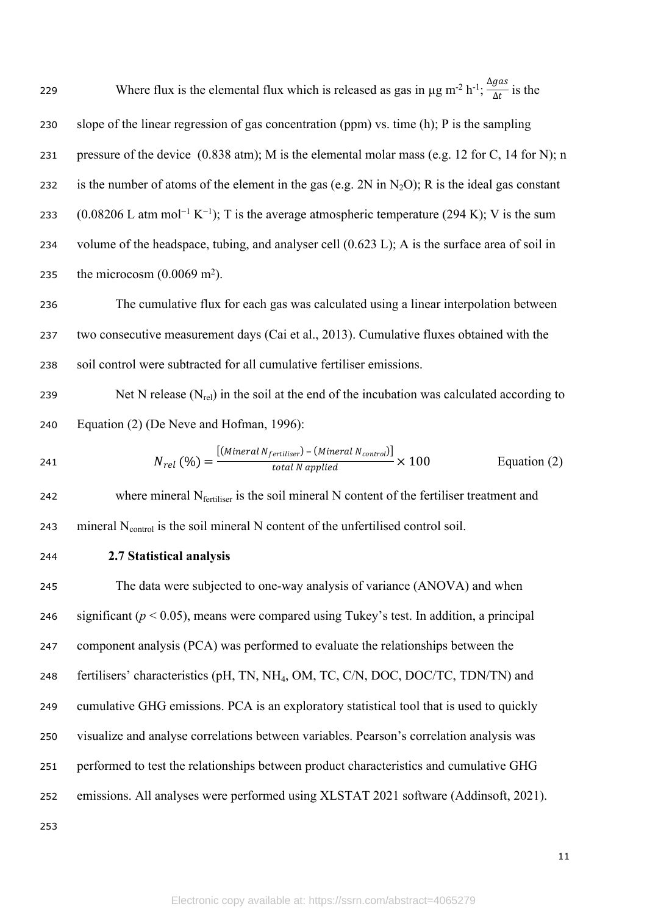Where flux is the elemental flux which is released as gas in μg m$^{-2}$ h$^{-1}$; $\frac{\Delta gas}{\Delta t}$ is the slope of the linear regression of gas concentration (ppm) vs. time (h); P is the sampling pressure of the device (0.838 atm); M is the elemental molar mass (e.g. 12 for C, 14 for N); n is the number of atoms of the element in the gas (e.g. 2N in $N_2O$); R is the ideal gas constant (0.08206 L atm mol$^{-1}$ K$^{-1}$); T is the average atmospheric temperature (294 K); V is the sum volume of the headspace, tubing, and analyser cell (0.623 L); A is the surface area of soil in the microcosm (0.0069 m$^2$).

The cumulative flux for each gas was calculated using a linear interpolation between two consecutive measurement days (Cai et al., 2013). Cumulative fluxes obtained with the soil control were subtracted for all cumulative fertiliser emissions.

Net N release ($N_{rel}$) in the soil at the end of the incubation was calculated according to Equation (2) (De Neve and Hofman, 1996):

$$N_{rel}\,(\%) = \frac{[(Mineral\ N_{fertiliser}) - (Mineral\ N_{control})]}{total\ N\ applied} \times 100 \qquad \text{Equation (2)}$$

where mineral $N_{fertiliser}$ is the soil mineral N content of the fertiliser treatment and mineral $N_{control}$ is the soil mineral N content of the unfertilised control soil.

### 2.7 Statistical analysis

The data were subjected to one-way analysis of variance (ANOVA) and when significant ($p < 0.05$), means were compared using Tukey's test. In addition, a principal component analysis (PCA) was performed to evaluate the relationships between the fertilisers' characteristics (pH, TN, $NH_4$, OM, TC, C/N, DOC, DOC/TC, TDN/TN) and cumulative GHG emissions. PCA is an exploratory statistical tool that is used to quickly visualize and analyse correlations between variables. Pearson's correlation analysis was performed to test the relationships between product characteristics and cumulative GHG emissions. All analyses were performed using XLSTAT 2021 software (Addinsoft, 2021).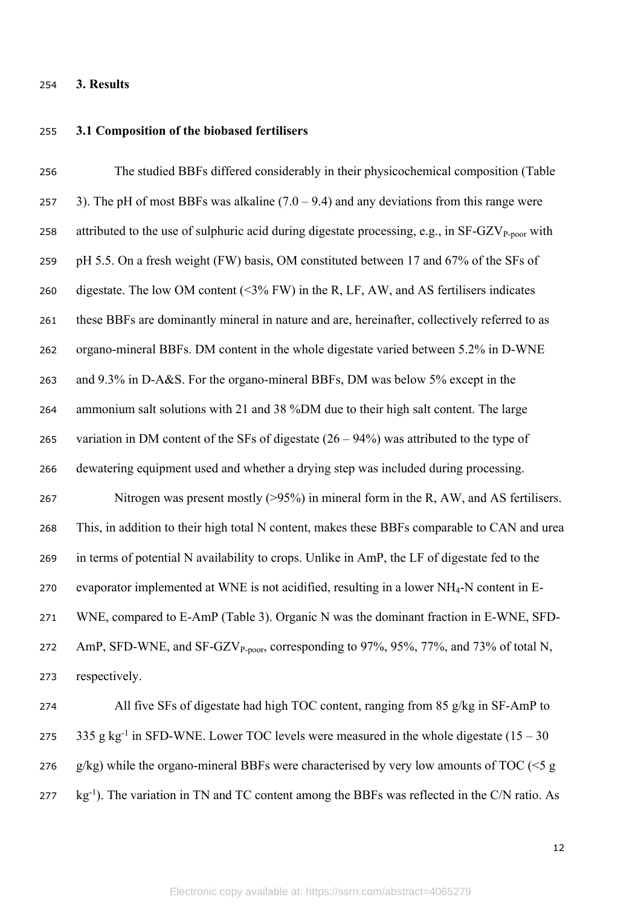## 3. Results

### 3.1 Composition of the biobased fertilisers

The studied BBFs differed considerably in their physicochemical composition (Table 3). The pH of most BBFs was alkaline (7.0 – 9.4) and any deviations from this range were attributed to the use of sulphuric acid during digestate processing, e.g., in SF-GZV$_{P\text{-poor}}$ with pH 5.5. On a fresh weight (FW) basis, OM constituted between 17 and 67% of the SFs of digestate. The low OM content (<3% FW) in the R, LF, AW, and AS fertilisers indicates these BBFs are dominantly mineral in nature and are, hereinafter, collectively referred to as organo-mineral BBFs. DM content in the whole digestate varied between 5.2% in D-WNE and 9.3% in D-A&S. For the organo-mineral BBFs, DM was below 5% except in the ammonium salt solutions with 21 and 38 %DM due to their high salt content. The large variation in DM content of the SFs of digestate (26 – 94%) was attributed to the type of dewatering equipment used and whether a drying step was included during processing.

Nitrogen was present mostly (>95%) in mineral form in the R, AW, and AS fertilisers. This, in addition to their high total N content, makes these BBFs comparable to CAN and urea in terms of potential N availability to crops. Unlike in AmP, the LF of digestate fed to the evaporator implemented at WNE is not acidified, resulting in a lower $NH_4$-N content in E-WNE, compared to E-AmP (Table 3). Organic N was the dominant fraction in E-WNE, SFD-AmP, SFD-WNE, and SF-GZV$_{P\text{-poor}}$, corresponding to 97%, 95%, 77%, and 73% of total N, respectively.

All five SFs of digestate had high TOC content, ranging from 85 g/kg in SF-AmP to 335 g kg$^{-1}$ in SFD-WNE. Lower TOC levels were measured in the whole digestate (15 – 30 g/kg) while the organo-mineral BBFs were characterised by very low amounts of TOC (<5 g kg$^{-1}$). The variation in TN and TC content among the BBFs was reflected in the C/N ratio. As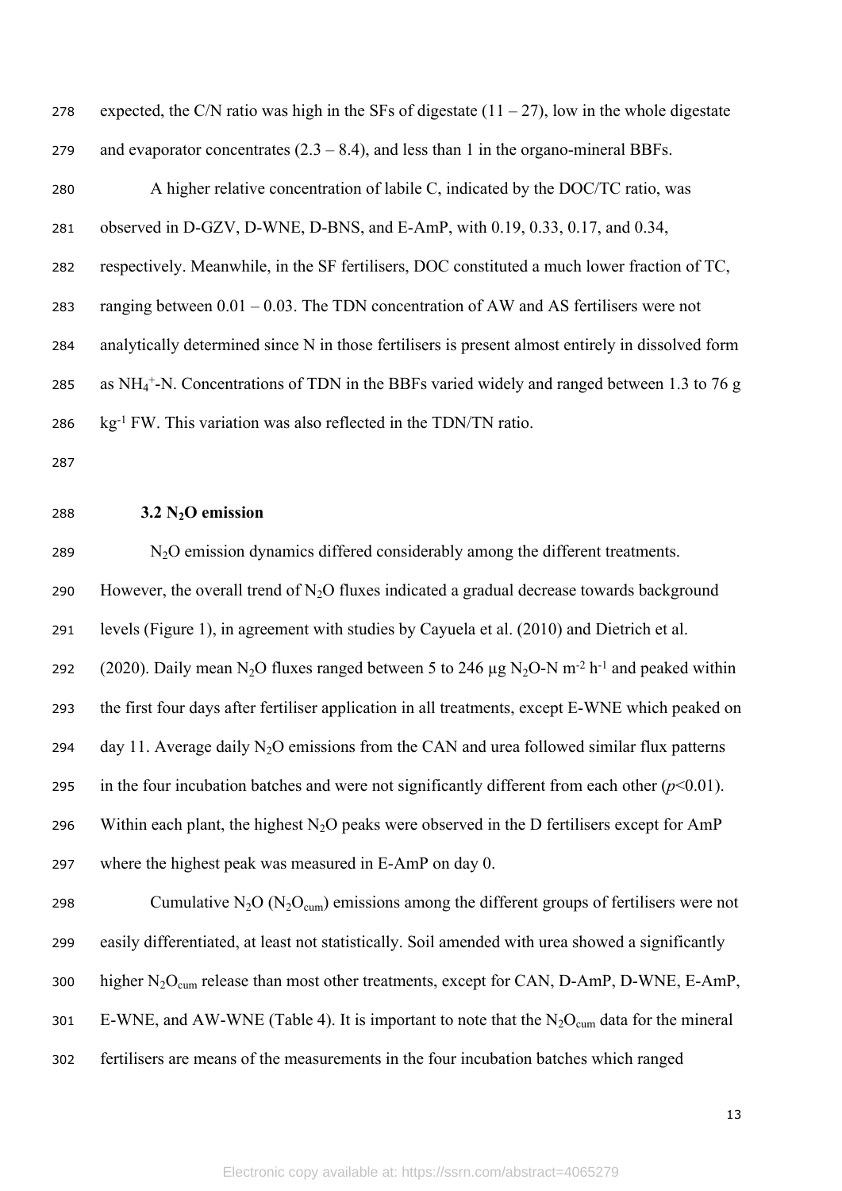expected, the C/N ratio was high in the SFs of digestate (11 – 27), low in the whole digestate and evaporator concentrates (2.3 – 8.4), and less than 1 in the organo-mineral BBFs.

A higher relative concentration of labile C, indicated by the DOC/TC ratio, was observed in D-GZV, D-WNE, D-BNS, and E-AmP, with 0.19, 0.33, 0.17, and 0.34, respectively. Meanwhile, in the SF fertilisers, DOC constituted a much lower fraction of TC, ranging between 0.01 – 0.03. The TDN concentration of AW and AS fertilisers were not analytically determined since N in those fertilisers is present almost entirely in dissolved form as $NH_4^+$-N. Concentrations of TDN in the BBFs varied widely and ranged between 1.3 to 76 g $kg^{-1}$ FW. This variation was also reflected in the TDN/TN ratio.

### 3.2 $N_2O$ emission

$N_2O$ emission dynamics differed considerably among the different treatments. However, the overall trend of $N_2O$ fluxes indicated a gradual decrease towards background levels (Figure 1), in agreement with studies by Cayuela et al. (2010) and Dietrich et al. (2020). Daily mean $N_2O$ fluxes ranged between 5 to 246 µg $N_2O$-N $m^{-2}$ $h^{-1}$ and peaked within the first four days after fertiliser application in all treatments, except E-WNE which peaked on day 11. Average daily $N_2O$ emissions from the CAN and urea followed similar flux patterns in the four incubation batches and were not significantly different from each other ($p$<0.01). Within each plant, the highest $N_2O$ peaks were observed in the D fertilisers except for AmP where the highest peak was measured in E-AmP on day 0.

Cumulative $N_2O$ ($N_2O_{cum}$) emissions among the different groups of fertilisers were not easily differentiated, at least not statistically. Soil amended with urea showed a significantly higher $N_2O_{cum}$ release than most other treatments, except for CAN, D-AmP, D-WNE, E-AmP, E-WNE, and AW-WNE (Table 4). It is important to note that the $N_2O_{cum}$ data for the mineral fertilisers are means of the measurements in the four incubation batches which ranged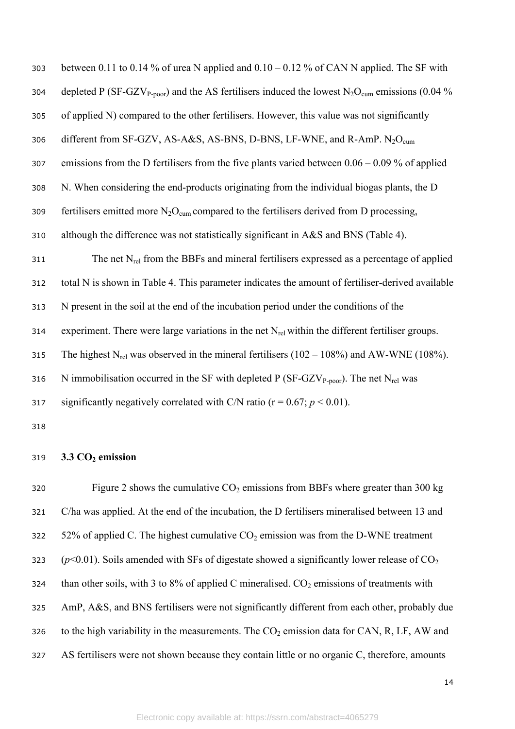between 0.11 to 0.14 % of urea N applied and 0.10 – 0.12 % of CAN N applied. The SF with depleted P (SF-$GZV_{P\text{-}poor}$) and the AS fertilisers induced the lowest $N_2O_{cum}$ emissions (0.04 % of applied N) compared to the other fertilisers. However, this value was not significantly different from SF-GZV, AS-A&S, AS-BNS, D-BNS, LF-WNE, and R-AmP. $N_2O_{cum}$ emissions from the D fertilisers from the five plants varied between 0.06 – 0.09 % of applied N. When considering the end-products originating from the individual biogas plants, the D fertilisers emitted more $N_2O_{cum}$ compared to the fertilisers derived from D processing, although the difference was not statistically significant in A&S and BNS (Table 4).

The net $N_{rel}$ from the BBFs and mineral fertilisers expressed as a percentage of applied total N is shown in Table 4. This parameter indicates the amount of fertiliser-derived available N present in the soil at the end of the incubation period under the conditions of the experiment. There were large variations in the net $N_{rel}$ within the different fertiliser groups. The highest $N_{rel}$ was observed in the mineral fertilisers (102 – 108%) and AW-WNE (108%). N immobilisation occurred in the SF with depleted P (SF-$GZV_{P\text{-}poor}$). The net $N_{rel}$ was significantly negatively correlated with C/N ratio ($r = 0.67$; $p < 0.01$).

### 3.3 $CO_2$ emission

Figure 2 shows the cumulative $CO_2$ emissions from BBFs where greater than 300 kg C/ha was applied. At the end of the incubation, the D fertilisers mineralised between 13 and 52% of applied C. The highest cumulative $CO_2$ emission was from the D-WNE treatment ($p<0.01$). Soils amended with SFs of digestate showed a significantly lower release of $CO_2$ than other soils, with 3 to 8% of applied C mineralised. $CO_2$ emissions of treatments with AmP, A&S, and BNS fertilisers were not significantly different from each other, probably due to the high variability in the measurements. The $CO_2$ emission data for CAN, R, LF, AW and AS fertilisers were not shown because they contain little or no organic C, therefore, amounts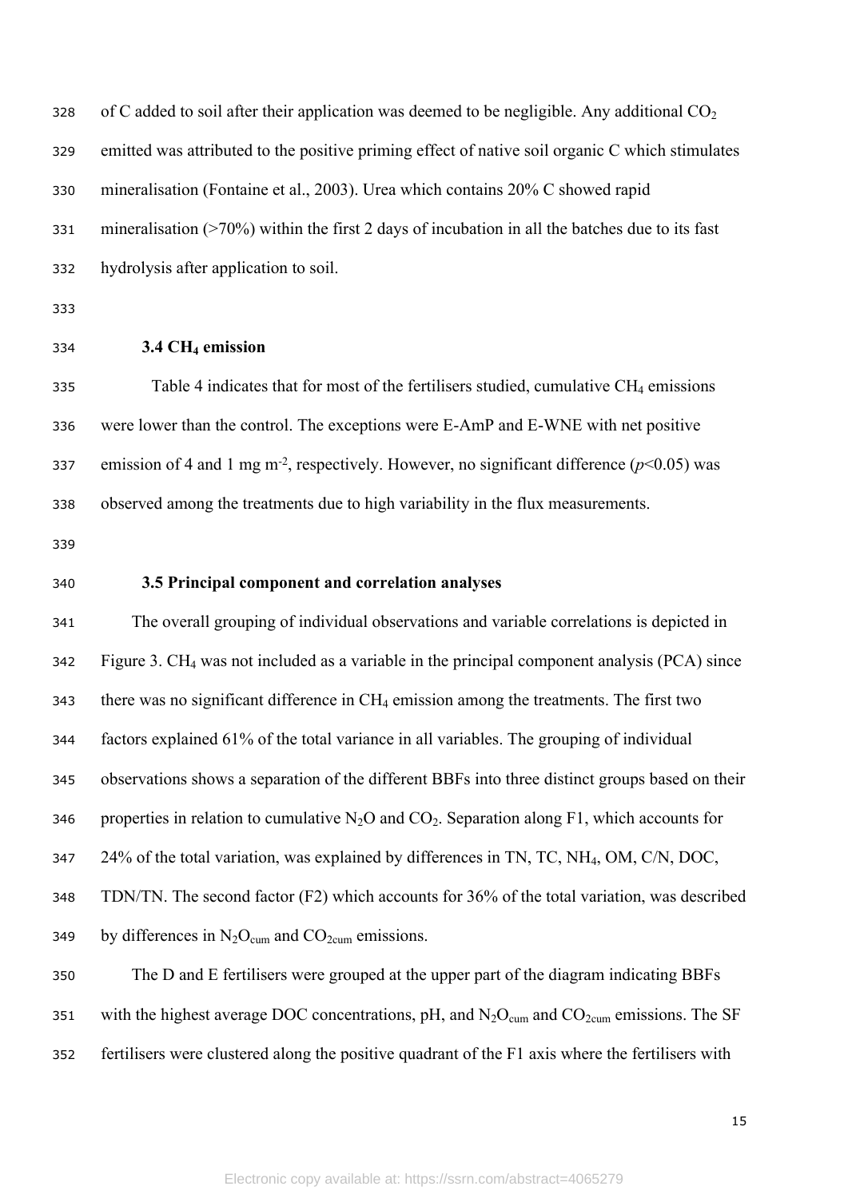of C added to soil after their application was deemed to be negligible. Any additional $CO_2$ emitted was attributed to the positive priming effect of native soil organic C which stimulates mineralisation (Fontaine et al., 2003). Urea which contains 20% C showed rapid mineralisation (>70%) within the first 2 days of incubation in all the batches due to its fast hydrolysis after application to soil.

### 3.4 $CH_4$ emission

Table 4 indicates that for most of the fertilisers studied, cumulative $CH_4$ emissions were lower than the control. The exceptions were E-AmP and E-WNE with net positive emission of 4 and 1 mg $m^{-2}$, respectively. However, no significant difference ($p$<0.05) was observed among the treatments due to high variability in the flux measurements.

### 3.5 Principal component and correlation analyses

The overall grouping of individual observations and variable correlations is depicted in Figure 3. $CH_4$ was not included as a variable in the principal component analysis (PCA) since there was no significant difference in $CH_4$ emission among the treatments. The first two factors explained 61% of the total variance in all variables. The grouping of individual observations shows a separation of the different BBFs into three distinct groups based on their properties in relation to cumulative $N_2O$ and $CO_2$. Separation along F1, which accounts for 24% of the total variation, was explained by differences in TN, TC, $NH_4$, OM, C/N, DOC, TDN/TN. The second factor (F2) which accounts for 36% of the total variation, was described by differences in $N_2O_{cum}$ and $CO_{2cum}$ emissions.

The D and E fertilisers were grouped at the upper part of the diagram indicating BBFs with the highest average DOC concentrations, pH, and $N_2O_{cum}$ and $CO_{2cum}$ emissions. The SF fertilisers were clustered along the positive quadrant of the F1 axis where the fertilisers with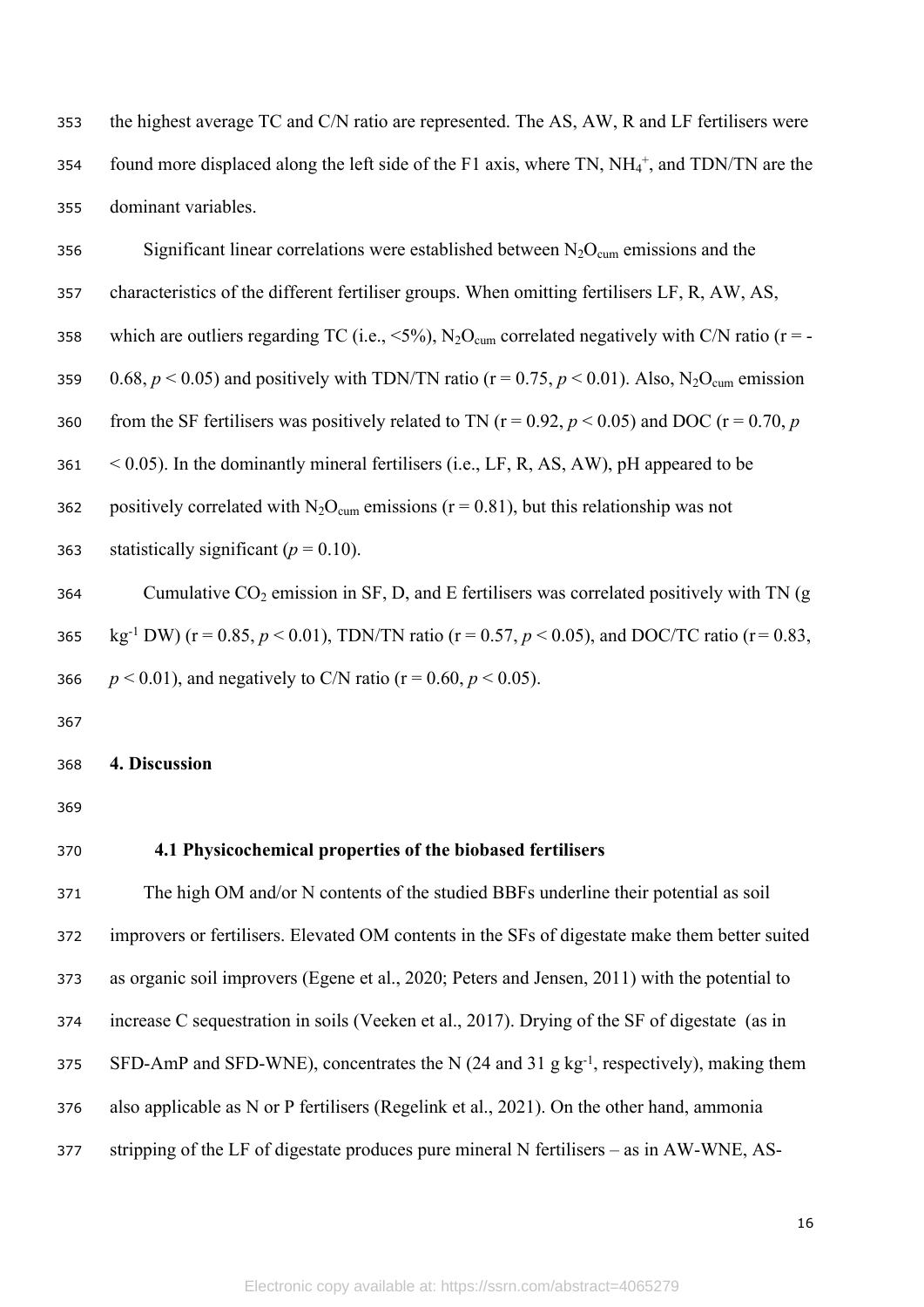the highest average TC and C/N ratio are represented. The AS, AW, R and LF fertilisers were found more displaced along the left side of the F1 axis, where TN, $NH_4^+$, and TDN/TN are the dominant variables.

Significant linear correlations were established between $N_2O_{cum}$ emissions and the characteristics of the different fertiliser groups. When omitting fertilisers LF, R, AW, AS, which are outliers regarding TC (i.e., <5%), $N_2O_{cum}$ correlated negatively with C/N ratio (r = -0.68, $p < 0.05$) and positively with TDN/TN ratio (r = 0.75, $p < 0.01$). Also, $N_2O_{cum}$ emission from the SF fertilisers was positively related to TN (r = 0.92, $p < 0.05$) and DOC (r = 0.70, $p < 0.05$). In the dominantly mineral fertilisers (i.e., LF, R, AS, AW), pH appeared to be positively correlated with $N_2O_{cum}$ emissions (r = 0.81), but this relationship was not statistically significant ($p = 0.10$).

Cumulative $CO_2$ emission in SF, D, and E fertilisers was correlated positively with TN (g $kg^{-1}$ DW) (r = 0.85, $p < 0.01$), TDN/TN ratio (r = 0.57, $p < 0.05$), and DOC/TC ratio (r = 0.83, $p < 0.01$), and negatively to C/N ratio (r = 0.60, $p < 0.05$).

## 4. Discussion

### 4.1 Physicochemical properties of the biobased fertilisers

The high OM and/or N contents of the studied BBFs underline their potential as soil improvers or fertilisers. Elevated OM contents in the SFs of digestate make them better suited as organic soil improvers (Egene et al., 2020; Peters and Jensen, 2011) with the potential to increase C sequestration in soils (Veeken et al., 2017). Drying of the SF of digestate (as in SFD-AmP and SFD-WNE), concentrates the N (24 and 31 g $kg^{-1}$, respectively), making them also applicable as N or P fertilisers (Regelink et al., 2021). On the other hand, ammonia stripping of the LF of digestate produces pure mineral N fertilisers – as in AW-WNE, AS-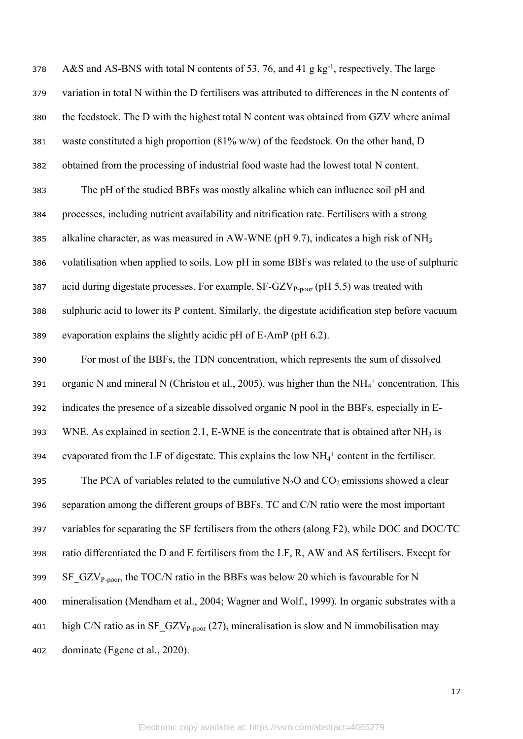A&S and AS-BNS with total N contents of 53, 76, and 41 g $kg^{-1}$, respectively. The large variation in total N within the D fertilisers was attributed to differences in the N contents of the feedstock. The D with the highest total N content was obtained from GZV where animal waste constituted a high proportion (81% w/w) of the feedstock. On the other hand, D obtained from the processing of industrial food waste had the lowest total N content.

The pH of the studied BBFs was mostly alkaline which can influence soil pH and processes, including nutrient availability and nitrification rate. Fertilisers with a strong alkaline character, as was measured in AW-WNE (pH 9.7), indicates a high risk of $NH_3$ volatilisation when applied to soils. Low pH in some BBFs was related to the use of sulphuric acid during digestate processes. For example, SF-$GZV_{P\text{-poor}}$ (pH 5.5) was treated with sulphuric acid to lower its P content. Similarly, the digestate acidification step before vacuum evaporation explains the slightly acidic pH of E-AmP (pH 6.2).

For most of the BBFs, the TDN concentration, which represents the sum of dissolved organic N and mineral N (Christou et al., 2005), was higher than the $NH_4^+$ concentration. This indicates the presence of a sizeable dissolved organic N pool in the BBFs, especially in E-WNE. As explained in section 2.1, E-WNE is the concentrate that is obtained after $NH_3$ is evaporated from the LF of digestate. This explains the low $NH_4^+$ content in the fertiliser.

The PCA of variables related to the cumulative $N_2O$ and $CO_2$ emissions showed a clear separation among the different groups of BBFs. TC and C/N ratio were the most important variables for separating the SF fertilisers from the others (along F2), while DOC and DOC/TC ratio differentiated the D and E fertilisers from the LF, R, AW and AS fertilisers. Except for SF_$GZV_{P\text{-poor}}$, the TOC/N ratio in the BBFs was below 20 which is favourable for N mineralisation (Mendham et al., 2004; Wagner and Wolf., 1999). In organic substrates with a high C/N ratio as in SF_$GZV_{P\text{-poor}}$ (27), mineralisation is slow and N immobilisation may dominate (Egene et al., 2020).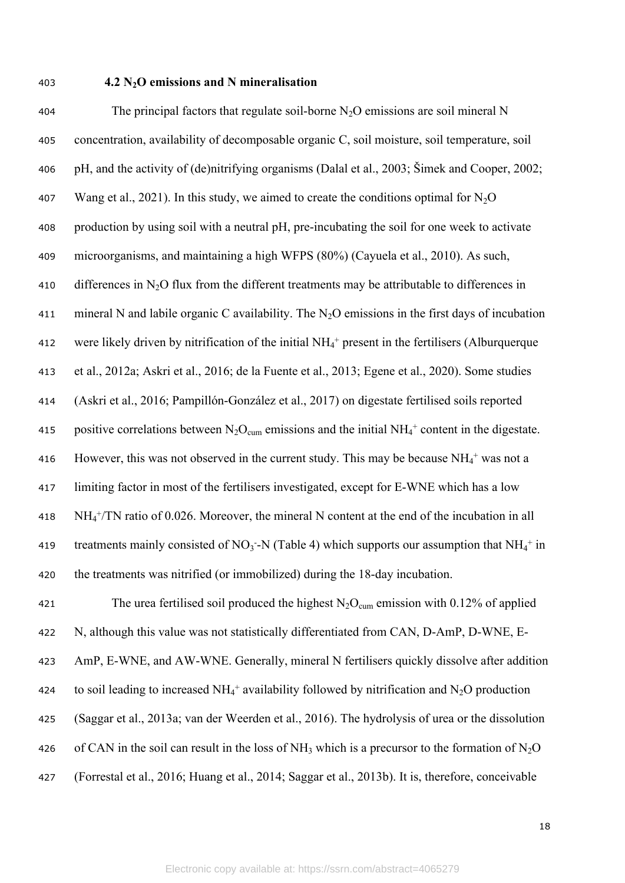### 4.2 $N_2O$ emissions and N mineralisation

The principal factors that regulate soil-borne $N_2O$ emissions are soil mineral N concentration, availability of decomposable organic C, soil moisture, soil temperature, soil pH, and the activity of (de)nitrifying organisms (Dalal et al., 2003; Šimek and Cooper, 2002; Wang et al., 2021). In this study, we aimed to create the conditions optimal for $N_2O$ production by using soil with a neutral pH, pre-incubating the soil for one week to activate microorganisms, and maintaining a high WFPS (80%) (Cayuela et al., 2010). As such, differences in $N_2O$ flux from the different treatments may be attributable to differences in mineral N and labile organic C availability. The $N_2O$ emissions in the first days of incubation were likely driven by nitrification of the initial $NH_4^+$ present in the fertilisers (Alburquerque et al., 2012a; Askri et al., 2016; de la Fuente et al., 2013; Egene et al., 2020). Some studies (Askri et al., 2016; Pampillón-González et al., 2017) on digestate fertilised soils reported positive correlations between $N_2O_{cum}$ emissions and the initial $NH_4^+$ content in the digestate. However, this was not observed in the current study. This may be because $NH_4^+$ was not a limiting factor in most of the fertilisers investigated, except for E-WNE which has a low $NH_4^+$/TN ratio of 0.026. Moreover, the mineral N content at the end of the incubation in all treatments mainly consisted of $NO_3^-$-N (Table 4) which supports our assumption that $NH_4^+$ in the treatments was nitrified (or immobilized) during the 18-day incubation.

The urea fertilised soil produced the highest $N_2O_{cum}$ emission with 0.12% of applied N, although this value was not statistically differentiated from CAN, D-AmP, D-WNE, E-AmP, E-WNE, and AW-WNE. Generally, mineral N fertilisers quickly dissolve after addition to soil leading to increased $NH_4^+$ availability followed by nitrification and $N_2O$ production (Saggar et al., 2013a; van der Weerden et al., 2016). The hydrolysis of urea or the dissolution of CAN in the soil can result in the loss of $NH_3$ which is a precursor to the formation of $N_2O$ (Forrestal et al., 2016; Huang et al., 2014; Saggar et al., 2013b). It is, therefore, conceivable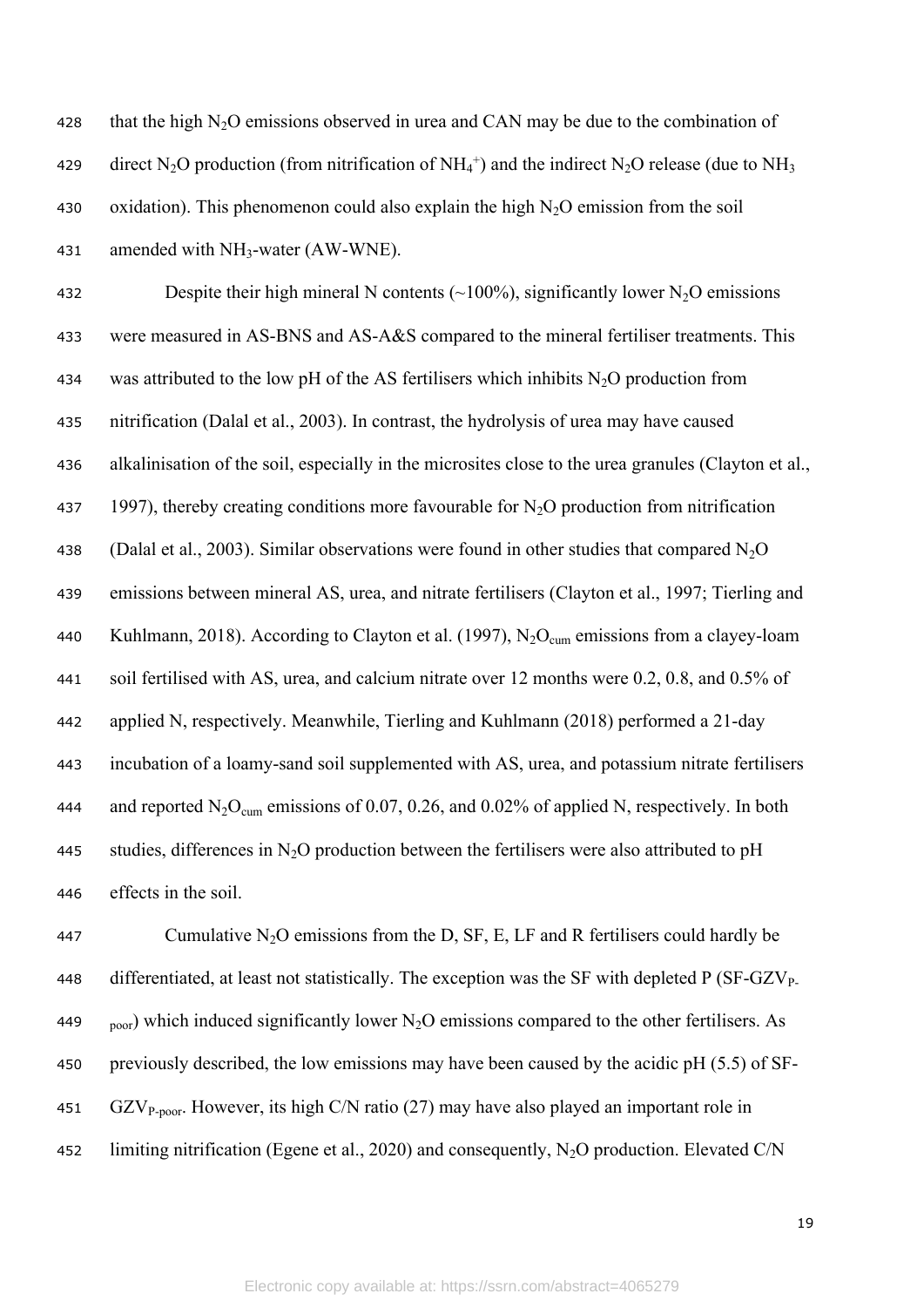that the high $N_2O$ emissions observed in urea and CAN may be due to the combination of direct $N_2O$ production (from nitrification of $NH_4^+$) and the indirect $N_2O$ release (due to $NH_3$ oxidation). This phenomenon could also explain the high $N_2O$ emission from the soil amended with $NH_3$-water (AW-WNE).

Despite their high mineral N contents (~100%), significantly lower $N_2O$ emissions were measured in AS-BNS and AS-A&S compared to the mineral fertiliser treatments. This was attributed to the low pH of the AS fertilisers which inhibits $N_2O$ production from nitrification (Dalal et al., 2003). In contrast, the hydrolysis of urea may have caused alkalinisation of the soil, especially in the microsites close to the urea granules (Clayton et al., 1997), thereby creating conditions more favourable for $N_2O$ production from nitrification (Dalal et al., 2003). Similar observations were found in other studies that compared $N_2O$ emissions between mineral AS, urea, and nitrate fertilisers (Clayton et al., 1997; Tierling and Kuhlmann, 2018). According to Clayton et al. (1997), $N_2O_{cum}$ emissions from a clayey-loam soil fertilised with AS, urea, and calcium nitrate over 12 months were 0.2, 0.8, and 0.5% of applied N, respectively. Meanwhile, Tierling and Kuhlmann (2018) performed a 21-day incubation of a loamy-sand soil supplemented with AS, urea, and potassium nitrate fertilisers and reported $N_2O_{cum}$ emissions of 0.07, 0.26, and 0.02% of applied N, respectively. In both studies, differences in $N_2O$ production between the fertilisers were also attributed to pH effects in the soil.

Cumulative $N_2O$ emissions from the D, SF, E, LF and R fertilisers could hardly be differentiated, at least not statistically. The exception was the SF with depleted P (SF-$GZV_{P\text{-}poor}$) which induced significantly lower $N_2O$ emissions compared to the other fertilisers. As previously described, the low emissions may have been caused by the acidic pH (5.5) of SF-$GZV_{P\text{-}poor}$. However, its high C/N ratio (27) may have also played an important role in limiting nitrification (Egene et al., 2020) and consequently, $N_2O$ production. Elevated C/N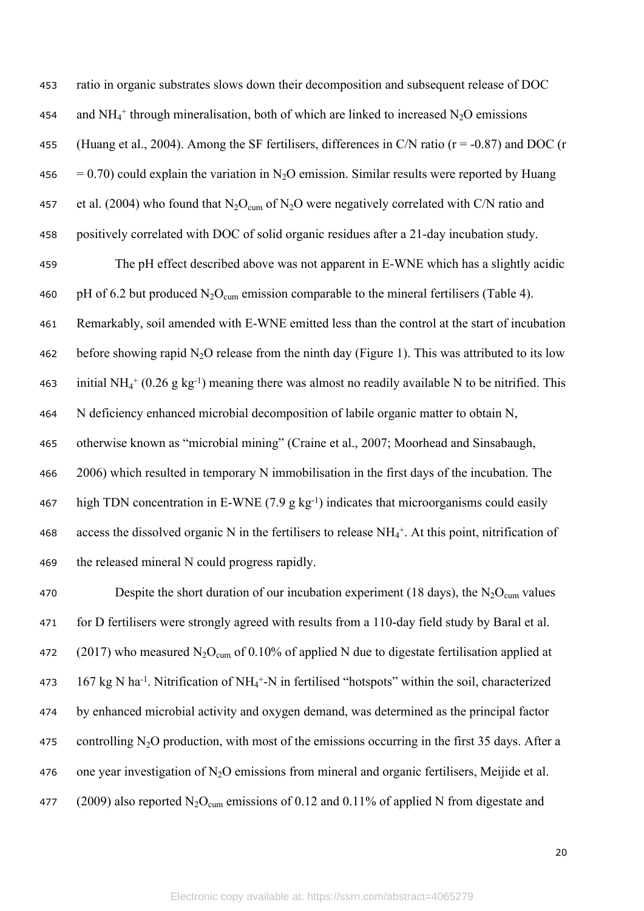ratio in organic substrates slows down their decomposition and subsequent release of DOC and $NH_4^+$ through mineralisation, both of which are linked to increased $N_2O$ emissions (Huang et al., 2004). Among the SF fertilisers, differences in C/N ratio ($r = -0.87$) and DOC ($r = 0.70$) could explain the variation in $N_2O$ emission. Similar results were reported by Huang et al. (2004) who found that $N_2O_{cum}$ of $N_2O$ were negatively correlated with C/N ratio and positively correlated with DOC of solid organic residues after a 21-day incubation study.

The pH effect described above was not apparent in E-WNE which has a slightly acidic pH of 6.2 but produced $N_2O_{cum}$ emission comparable to the mineral fertilisers (Table 4). Remarkably, soil amended with E-WNE emitted less than the control at the start of incubation before showing rapid $N_2O$ release from the ninth day (Figure 1). This was attributed to its low initial $NH_4^+$ (0.26 g $kg^{-1}$) meaning there was almost no readily available N to be nitrified. This N deficiency enhanced microbial decomposition of labile organic matter to obtain N, otherwise known as "microbial mining" (Craine et al., 2007; Moorhead and Sinsabaugh, 2006) which resulted in temporary N immobilisation in the first days of the incubation. The high TDN concentration in E-WNE (7.9 g $kg^{-1}$) indicates that microorganisms could easily access the dissolved organic N in the fertilisers to release $NH_4^+$. At this point, nitrification of the released mineral N could progress rapidly.

Despite the short duration of our incubation experiment (18 days), the $N_2O_{cum}$ values for D fertilisers were strongly agreed with results from a 110-day field study by Baral et al. (2017) who measured $N_2O_{cum}$ of 0.10% of applied N due to digestate fertilisation applied at 167 kg N $ha^{-1}$. Nitrification of $NH_4^+$-N in fertilised "hotspots" within the soil, characterized by enhanced microbial activity and oxygen demand, was determined as the principal factor controlling $N_2O$ production, with most of the emissions occurring in the first 35 days. After a one year investigation of $N_2O$ emissions from mineral and organic fertilisers, Meijide et al. (2009) also reported $N_2O_{cum}$ emissions of 0.12 and 0.11% of applied N from digestate and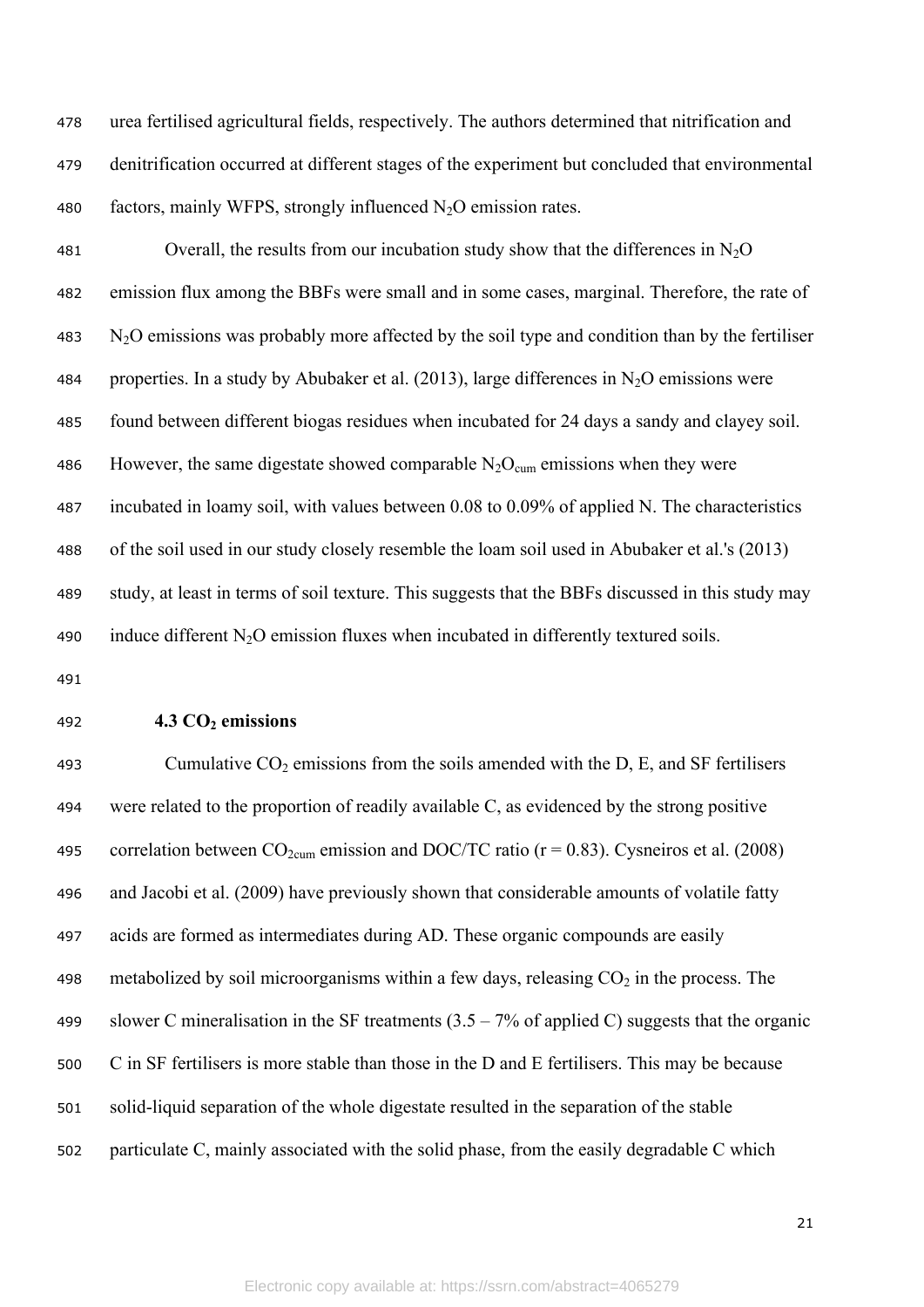urea fertilised agricultural fields, respectively. The authors determined that nitrification and denitrification occurred at different stages of the experiment but concluded that environmental factors, mainly WFPS, strongly influenced $N_2O$ emission rates.

Overall, the results from our incubation study show that the differences in $N_2O$ emission flux among the BBFs were small and in some cases, marginal. Therefore, the rate of $N_2O$ emissions was probably more affected by the soil type and condition than by the fertiliser properties. In a study by Abubaker et al. (2013), large differences in $N_2O$ emissions were found between different biogas residues when incubated for 24 days a sandy and clayey soil. However, the same digestate showed comparable $N_2O_{cum}$ emissions when they were incubated in loamy soil, with values between 0.08 to 0.09% of applied N. The characteristics of the soil used in our study closely resemble the loam soil used in Abubaker et al.'s (2013) study, at least in terms of soil texture. This suggests that the BBFs discussed in this study may induce different $N_2O$ emission fluxes when incubated in differently textured soils.

### 4.3 $CO_2$ emissions

Cumulative $CO_2$ emissions from the soils amended with the D, E, and SF fertilisers were related to the proportion of readily available C, as evidenced by the strong positive correlation between $CO_{2cum}$ emission and DOC/TC ratio ($r = 0.83$). Cysneiros et al. (2008) and Jacobi et al. (2009) have previously shown that considerable amounts of volatile fatty acids are formed as intermediates during AD. These organic compounds are easily metabolized by soil microorganisms within a few days, releasing $CO_2$ in the process. The slower C mineralisation in the SF treatments (3.5 – 7% of applied C) suggests that the organic C in SF fertilisers is more stable than those in the D and E fertilisers. This may be because solid-liquid separation of the whole digestate resulted in the separation of the stable particulate C, mainly associated with the solid phase, from the easily degradable C which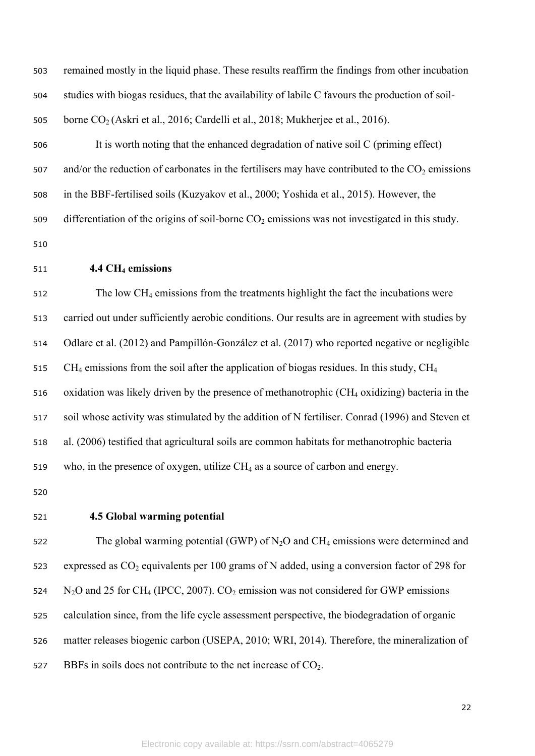remained mostly in the liquid phase. These results reaffirm the findings from other incubation studies with biogas residues, that the availability of labile C favours the production of soil-borne $CO_2$ (Askri et al., 2016; Cardelli et al., 2018; Mukherjee et al., 2016).

It is worth noting that the enhanced degradation of native soil C (priming effect) and/or the reduction of carbonates in the fertilisers may have contributed to the $CO_2$ emissions in the BBF-fertilised soils (Kuzyakov et al., 2000; Yoshida et al., 2015). However, the differentiation of the origins of soil-borne $CO_2$ emissions was not investigated in this study.

### 4.4 $CH_4$ emissions

The low $CH_4$ emissions from the treatments highlight the fact the incubations were carried out under sufficiently aerobic conditions. Our results are in agreement with studies by Odlare et al. (2012) and Pampillón-González et al. (2017) who reported negative or negligible $CH_4$ emissions from the soil after the application of biogas residues. In this study, $CH_4$ oxidation was likely driven by the presence of methanotrophic ($CH_4$ oxidizing) bacteria in the soil whose activity was stimulated by the addition of N fertiliser. Conrad (1996) and Steven et al. (2006) testified that agricultural soils are common habitats for methanotrophic bacteria who, in the presence of oxygen, utilize $CH_4$ as a source of carbon and energy.

### 4.5 Global warming potential

The global warming potential (GWP) of $N_2O$ and $CH_4$ emissions were determined and expressed as $CO_2$ equivalents per 100 grams of N added, using a conversion factor of 298 for $N_2O$ and 25 for $CH_4$ (IPCC, 2007). $CO_2$ emission was not considered for GWP emissions calculation since, from the life cycle assessment perspective, the biodegradation of organic matter releases biogenic carbon (USEPA, 2010; WRI, 2014). Therefore, the mineralization of BBFs in soils does not contribute to the net increase of $CO_2$.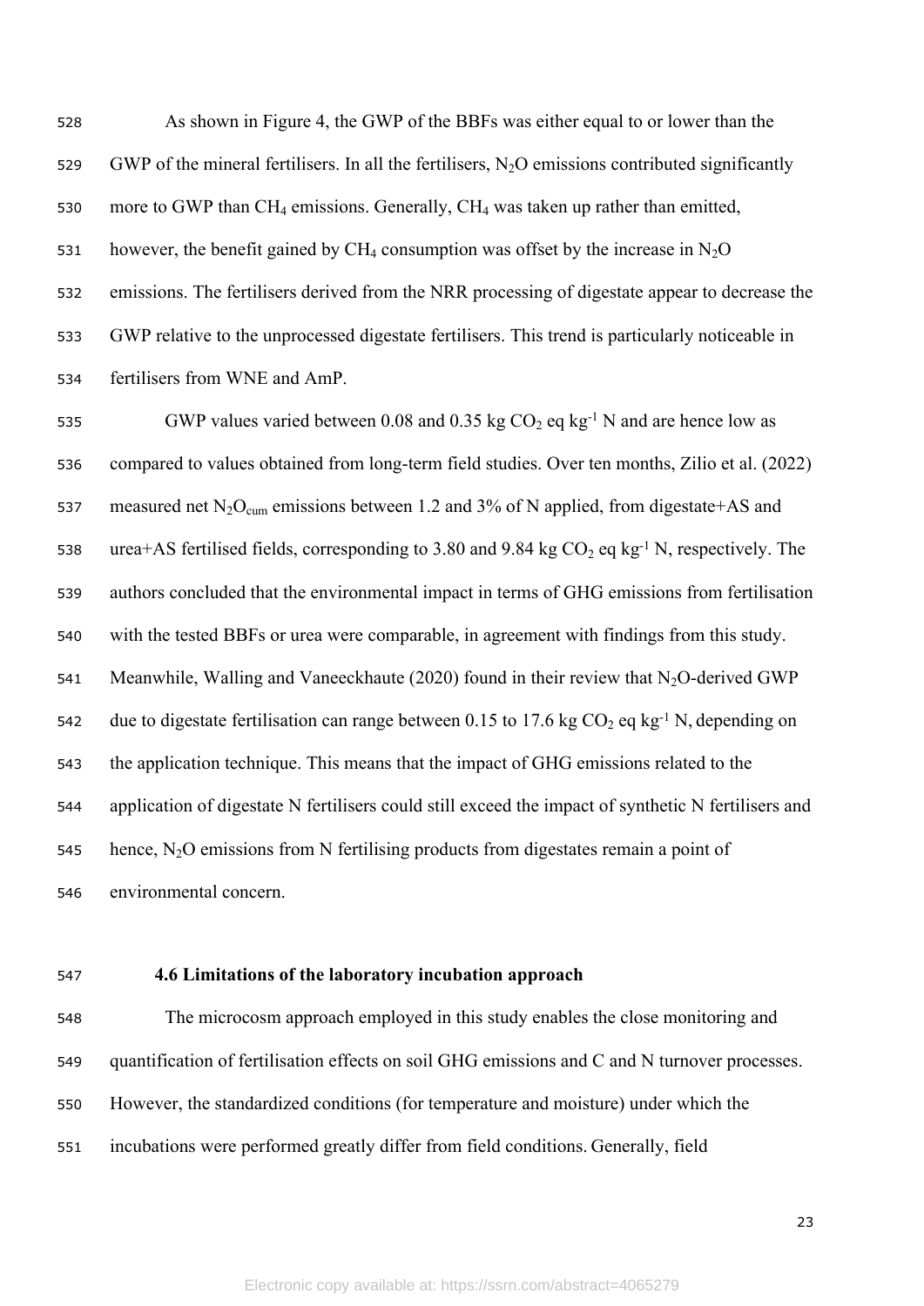As shown in Figure 4, the GWP of the BBFs was either equal to or lower than the GWP of the mineral fertilisers. In all the fertilisers, $N_2O$ emissions contributed significantly more to GWP than $CH_4$ emissions. Generally, $CH_4$ was taken up rather than emitted, however, the benefit gained by $CH_4$ consumption was offset by the increase in $N_2O$ emissions. The fertilisers derived from the NRR processing of digestate appear to decrease the GWP relative to the unprocessed digestate fertilisers. This trend is particularly noticeable in fertilisers from WNE and AmP.

GWP values varied between 0.08 and 0.35 kg $CO_2$ eq $kg^{-1}$ N and are hence low as compared to values obtained from long-term field studies. Over ten months, Zilio et al. (2022) measured net $N_2O_{cum}$ emissions between 1.2 and 3% of N applied, from digestate+AS and urea+AS fertilised fields, corresponding to 3.80 and 9.84 kg $CO_2$ eq $kg^{-1}$ N, respectively. The authors concluded that the environmental impact in terms of GHG emissions from fertilisation with the tested BBFs or urea were comparable, in agreement with findings from this study. Meanwhile, Walling and Vaneeckhaute (2020) found in their review that $N_2O$-derived GWP due to digestate fertilisation can range between 0.15 to 17.6 kg $CO_2$ eq $kg^{-1}$ N, depending on the application technique. This means that the impact of GHG emissions related to the application of digestate N fertilisers could still exceed the impact of synthetic N fertilisers and hence, $N_2O$ emissions from N fertilising products from digestates remain a point of environmental concern.

### 4.6 Limitations of the laboratory incubation approach

The microcosm approach employed in this study enables the close monitoring and quantification of fertilisation effects on soil GHG emissions and C and N turnover processes. However, the standardized conditions (for temperature and moisture) under which the incubations were performed greatly differ from field conditions. Generally, field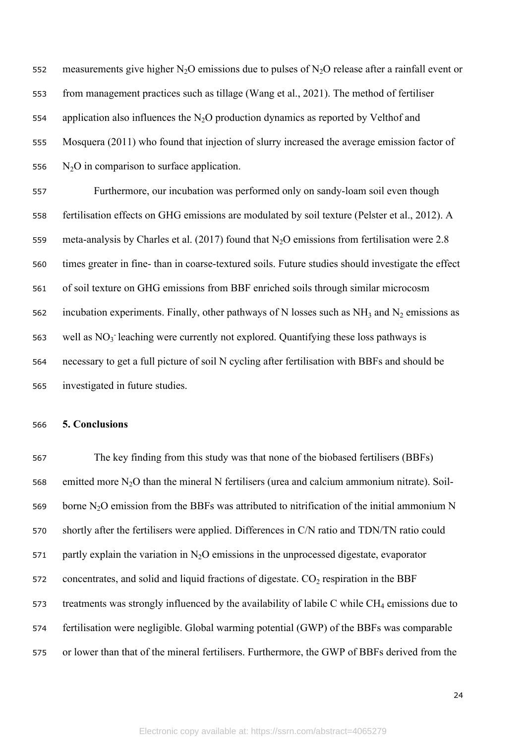measurements give higher $N_2O$ emissions due to pulses of $N_2O$ release after a rainfall event or from management practices such as tillage (Wang et al., 2021). The method of fertiliser application also influences the $N_2O$ production dynamics as reported by Velthof and Mosquera (2011) who found that injection of slurry increased the average emission factor of $N_2O$ in comparison to surface application.

Furthermore, our incubation was performed only on sandy-loam soil even though fertilisation effects on GHG emissions are modulated by soil texture (Pelster et al., 2012). A meta-analysis by Charles et al. (2017) found that $N_2O$ emissions from fertilisation were 2.8 times greater in fine- than in coarse-textured soils. Future studies should investigate the effect of soil texture on GHG emissions from BBF enriched soils through similar microcosm incubation experiments. Finally, other pathways of N losses such as $NH_3$ and $N_2$ emissions as well as $NO_3^-$ leaching were currently not explored. Quantifying these loss pathways is necessary to get a full picture of soil N cycling after fertilisation with BBFs and should be investigated in future studies.

## 5. Conclusions

The key finding from this study was that none of the biobased fertilisers (BBFs) emitted more $N_2O$ than the mineral N fertilisers (urea and calcium ammonium nitrate). Soil-borne $N_2O$ emission from the BBFs was attributed to nitrification of the initial ammonium N shortly after the fertilisers were applied. Differences in C/N ratio and TDN/TN ratio could partly explain the variation in $N_2O$ emissions in the unprocessed digestate, evaporator concentrates, and solid and liquid fractions of digestate. $CO_2$ respiration in the BBF treatments was strongly influenced by the availability of labile C while $CH_4$ emissions due to fertilisation were negligible. Global warming potential (GWP) of the BBFs was comparable or lower than that of the mineral fertilisers. Furthermore, the GWP of BBFs derived from the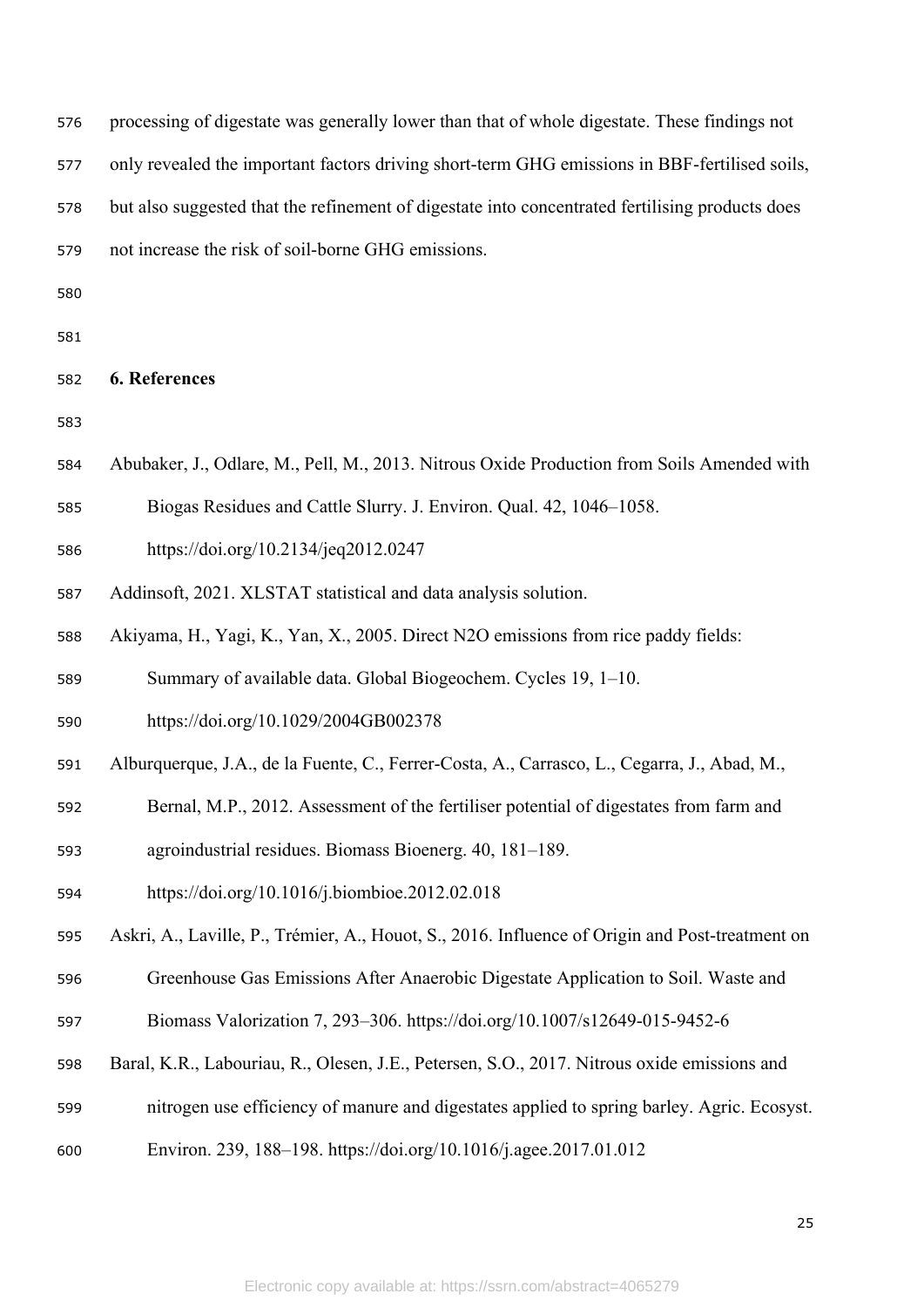processing of digestate was generally lower than that of whole digestate. These findings not only revealed the important factors driving short-term GHG emissions in BBF-fertilised soils, but also suggested that the refinement of digestate into concentrated fertilising products does not increase the risk of soil-borne GHG emissions.

## 6. References

Abubaker, J., Odlare, M., Pell, M., 2013. Nitrous Oxide Production from Soils Amended with Biogas Residues and Cattle Slurry. J. Environ. Qual. 42, 1046–1058. https://doi.org/10.2134/jeq2012.0247

Addinsoft, 2021. XLSTAT statistical and data analysis solution.

Akiyama, H., Yagi, K., Yan, X., 2005. Direct N2O emissions from rice paddy fields: Summary of available data. Global Biogeochem. Cycles 19, 1–10. https://doi.org/10.1029/2004GB002378

Alburquerque, J.A., de la Fuente, C., Ferrer-Costa, A., Carrasco, L., Cegarra, J., Abad, M., Bernal, M.P., 2012. Assessment of the fertiliser potential of digestates from farm and agroindustrial residues. Biomass Bioenerg. 40, 181–189. https://doi.org/10.1016/j.biombioe.2012.02.018

Askri, A., Laville, P., Trémier, A., Houot, S., 2016. Influence of Origin and Post-treatment on Greenhouse Gas Emissions After Anaerobic Digestate Application to Soil. Waste and Biomass Valorization 7, 293–306. https://doi.org/10.1007/s12649-015-9452-6

Baral, K.R., Labouriau, R., Olesen, J.E., Petersen, S.O., 2017. Nitrous oxide emissions and nitrogen use efficiency of manure and digestates applied to spring barley. Agric. Ecosyst. Environ. 239, 188–198. https://doi.org/10.1016/j.agee.2017.01.012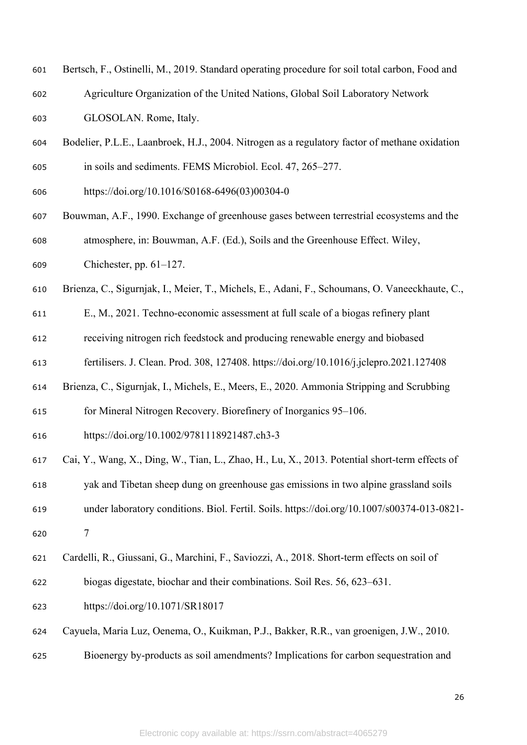Bertsch, F., Ostinelli, M., 2019. Standard operating procedure for soil total carbon, Food and Agriculture Organization of the United Nations, Global Soil Laboratory Network GLOSOLAN. Rome, Italy.

Bodelier, P.L.E., Laanbroek, H.J., 2004. Nitrogen as a regulatory factor of methane oxidation in soils and sediments. FEMS Microbiol. Ecol. 47, 265–277. https://doi.org/10.1016/S0168-6496(03)00304-0

Bouwman, A.F., 1990. Exchange of greenhouse gases between terrestrial ecosystems and the atmosphere, in: Bouwman, A.F. (Ed.), Soils and the Greenhouse Effect. Wiley, Chichester, pp. 61–127.

Brienza, C., Sigurnjak, I., Meier, T., Michels, E., Adani, F., Schoumans, O. Vaneeckhaute, C., E., M., 2021. Techno-economic assessment at full scale of a biogas refinery plant receiving nitrogen rich feedstock and producing renewable energy and biobased fertilisers. J. Clean. Prod. 308, 127408. https://doi.org/10.1016/j.jclepro.2021.127408

Brienza, C., Sigurnjak, I., Michels, E., Meers, E., 2020. Ammonia Stripping and Scrubbing for Mineral Nitrogen Recovery. Biorefinery of Inorganics 95–106. https://doi.org/10.1002/9781118921487.ch3-3

Cai, Y., Wang, X., Ding, W., Tian, L., Zhao, H., Lu, X., 2013. Potential short-term effects of yak and Tibetan sheep dung on greenhouse gas emissions in two alpine grassland soils under laboratory conditions. Biol. Fertil. Soils. https://doi.org/10.1007/s00374-013-0821-7

Cardelli, R., Giussani, G., Marchini, F., Saviozzi, A., 2018. Short-term effects on soil of biogas digestate, biochar and their combinations. Soil Res. 56, 623–631. https://doi.org/10.1071/SR18017

Cayuela, Maria Luz, Oenema, O., Kuikman, P.J., Bakker, R.R., van groenigen, J.W., 2010. Bioenergy by-products as soil amendments? Implications for carbon sequestration and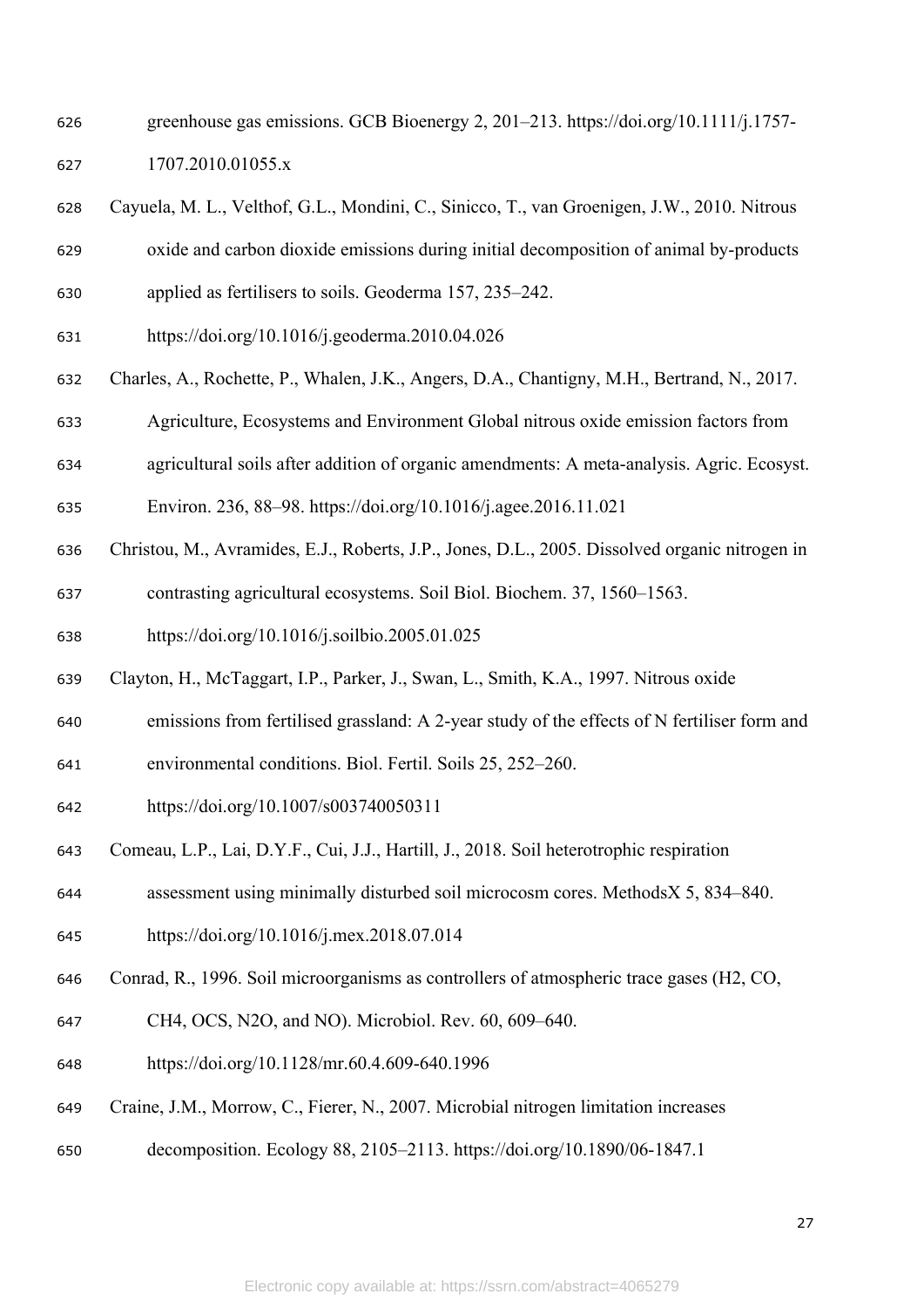greenhouse gas emissions. GCB Bioenergy 2, 201–213. https://doi.org/10.1111/j.1757-1707.2010.01055.x

Cayuela, M. L., Velthof, G.L., Mondini, C., Sinicco, T., van Groenigen, J.W., 2010. Nitrous oxide and carbon dioxide emissions during initial decomposition of animal by-products applied as fertilisers to soils. Geoderma 157, 235–242. https://doi.org/10.1016/j.geoderma.2010.04.026

Charles, A., Rochette, P., Whalen, J.K., Angers, D.A., Chantigny, M.H., Bertrand, N., 2017. Agriculture, Ecosystems and Environment Global nitrous oxide emission factors from agricultural soils after addition of organic amendments: A meta-analysis. Agric. Ecosyst. Environ. 236, 88–98. https://doi.org/10.1016/j.agee.2016.11.021

Christou, M., Avramides, E.J., Roberts, J.P., Jones, D.L., 2005. Dissolved organic nitrogen in contrasting agricultural ecosystems. Soil Biol. Biochem. 37, 1560–1563. https://doi.org/10.1016/j.soilbio.2005.01.025

Clayton, H., McTaggart, I.P., Parker, J., Swan, L., Smith, K.A., 1997. Nitrous oxide emissions from fertilised grassland: A 2-year study of the effects of N fertiliser form and environmental conditions. Biol. Fertil. Soils 25, 252–260. https://doi.org/10.1007/s003740050311

Comeau, L.P., Lai, D.Y.F., Cui, J.J., Hartill, J., 2018. Soil heterotrophic respiration assessment using minimally disturbed soil microcosm cores. MethodsX 5, 834–840. https://doi.org/10.1016/j.mex.2018.07.014

Conrad, R., 1996. Soil microorganisms as controllers of atmospheric trace gases (H2, CO, CH4, OCS, N2O, and NO). Microbiol. Rev. 60, 609–640. https://doi.org/10.1128/mr.60.4.609-640.1996

Craine, J.M., Morrow, C., Fierer, N., 2007. Microbial nitrogen limitation increases decomposition. Ecology 88, 2105–2113. https://doi.org/10.1890/06-1847.1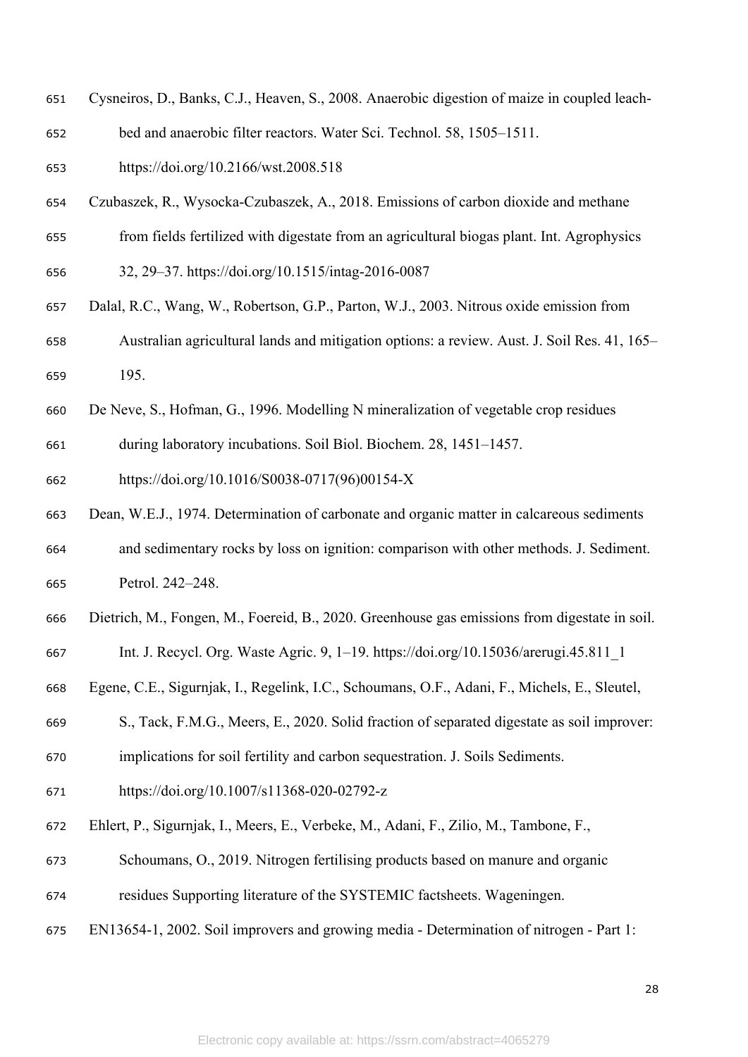Cysneiros, D., Banks, C.J., Heaven, S., 2008. Anaerobic digestion of maize in coupled leach-bed and anaerobic filter reactors. Water Sci. Technol. 58, 1505–1511. https://doi.org/10.2166/wst.2008.518

Czubaszek, R., Wysocka-Czubaszek, A., 2018. Emissions of carbon dioxide and methane from fields fertilized with digestate from an agricultural biogas plant. Int. Agrophysics 32, 29–37. https://doi.org/10.1515/intag-2016-0087

Dalal, R.C., Wang, W., Robertson, G.P., Parton, W.J., 2003. Nitrous oxide emission from Australian agricultural lands and mitigation options: a review. Aust. J. Soil Res. 41, 165–195.

De Neve, S., Hofman, G., 1996. Modelling N mineralization of vegetable crop residues during laboratory incubations. Soil Biol. Biochem. 28, 1451–1457. https://doi.org/10.1016/S0038-0717(96)00154-X

Dean, W.E.J., 1974. Determination of carbonate and organic matter in calcareous sediments and sedimentary rocks by loss on ignition: comparison with other methods. J. Sediment. Petrol. 242–248.

Dietrich, M., Fongen, M., Foereid, B., 2020. Greenhouse gas emissions from digestate in soil. Int. J. Recycl. Org. Waste Agric. 9, 1–19. https://doi.org/10.15036/arerugi.45.811_1

Egene, C.E., Sigurnjak, I., Regelink, I.C., Schoumans, O.F., Adani, F., Michels, E., Sleutel, S., Tack, F.M.G., Meers, E., 2020. Solid fraction of separated digestate as soil improver: implications for soil fertility and carbon sequestration. J. Soils Sediments. https://doi.org/10.1007/s11368-020-02792-z

Ehlert, P., Sigurnjak, I., Meers, E., Verbeke, M., Adani, F., Zilio, M., Tambone, F., Schoumans, O., 2019. Nitrogen fertilising products based on manure and organic residues Supporting literature of the SYSTEMIC factsheets. Wageningen.

EN13654-1, 2002. Soil improvers and growing media - Determination of nitrogen - Part 1: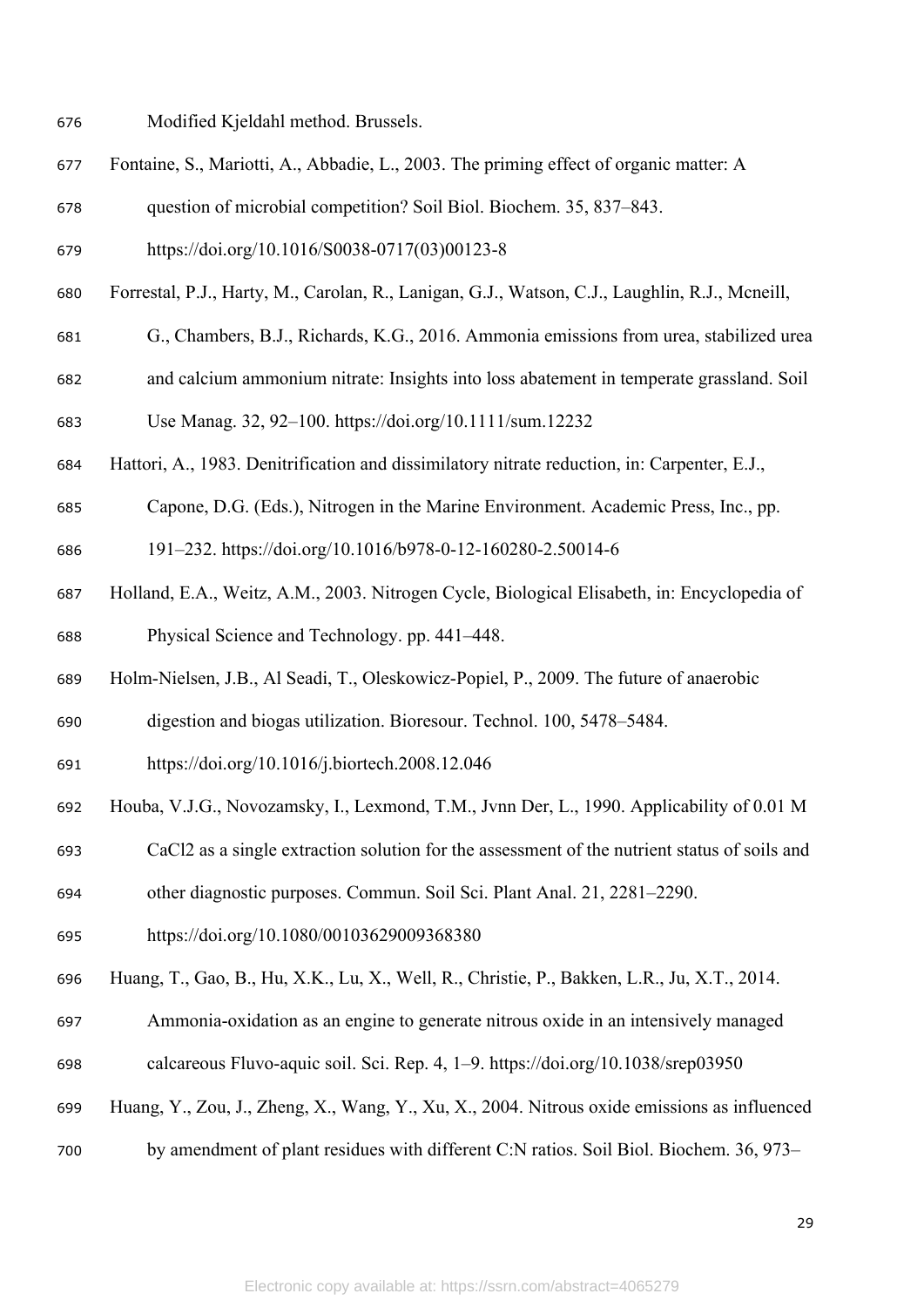Modified Kjeldahl method. Brussels.

Fontaine, S., Mariotti, A., Abbadie, L., 2003. The priming effect of organic matter: A question of microbial competition? Soil Biol. Biochem. 35, 837–843. https://doi.org/10.1016/S0038-0717(03)00123-8

Forrestal, P.J., Harty, M., Carolan, R., Lanigan, G.J., Watson, C.J., Laughlin, R.J., Mcneill, G., Chambers, B.J., Richards, K.G., 2016. Ammonia emissions from urea, stabilized urea and calcium ammonium nitrate: Insights into loss abatement in temperate grassland. Soil Use Manag. 32, 92–100. https://doi.org/10.1111/sum.12232

Hattori, A., 1983. Denitrification and dissimilatory nitrate reduction, in: Carpenter, E.J., Capone, D.G. (Eds.), Nitrogen in the Marine Environment. Academic Press, Inc., pp. 191–232. https://doi.org/10.1016/b978-0-12-160280-2.50014-6

Holland, E.A., Weitz, A.M., 2003. Nitrogen Cycle, Biological Elisabeth, in: Encyclopedia of Physical Science and Technology. pp. 441–448.

Holm-Nielsen, J.B., Al Seadi, T., Oleskowicz-Popiel, P., 2009. The future of anaerobic digestion and biogas utilization. Bioresour. Technol. 100, 5478–5484. https://doi.org/10.1016/j.biortech.2008.12.046

Houba, V.J.G., Novozamsky, I., Lexmond, T.M., Jvnn Der, L., 1990. Applicability of 0.01 M CaCl2 as a single extraction solution for the assessment of the nutrient status of soils and other diagnostic purposes. Commun. Soil Sci. Plant Anal. 21, 2281–2290. https://doi.org/10.1080/00103629009368380

Huang, T., Gao, B., Hu, X.K., Lu, X., Well, R., Christie, P., Bakken, L.R., Ju, X.T., 2014. Ammonia-oxidation as an engine to generate nitrous oxide in an intensively managed calcareous Fluvo-aquic soil. Sci. Rep. 4, 1–9. https://doi.org/10.1038/srep03950

Huang, Y., Zou, J., Zheng, X., Wang, Y., Xu, X., 2004. Nitrous oxide emissions as influenced by amendment of plant residues with different C:N ratios. Soil Biol. Biochem. 36, 973–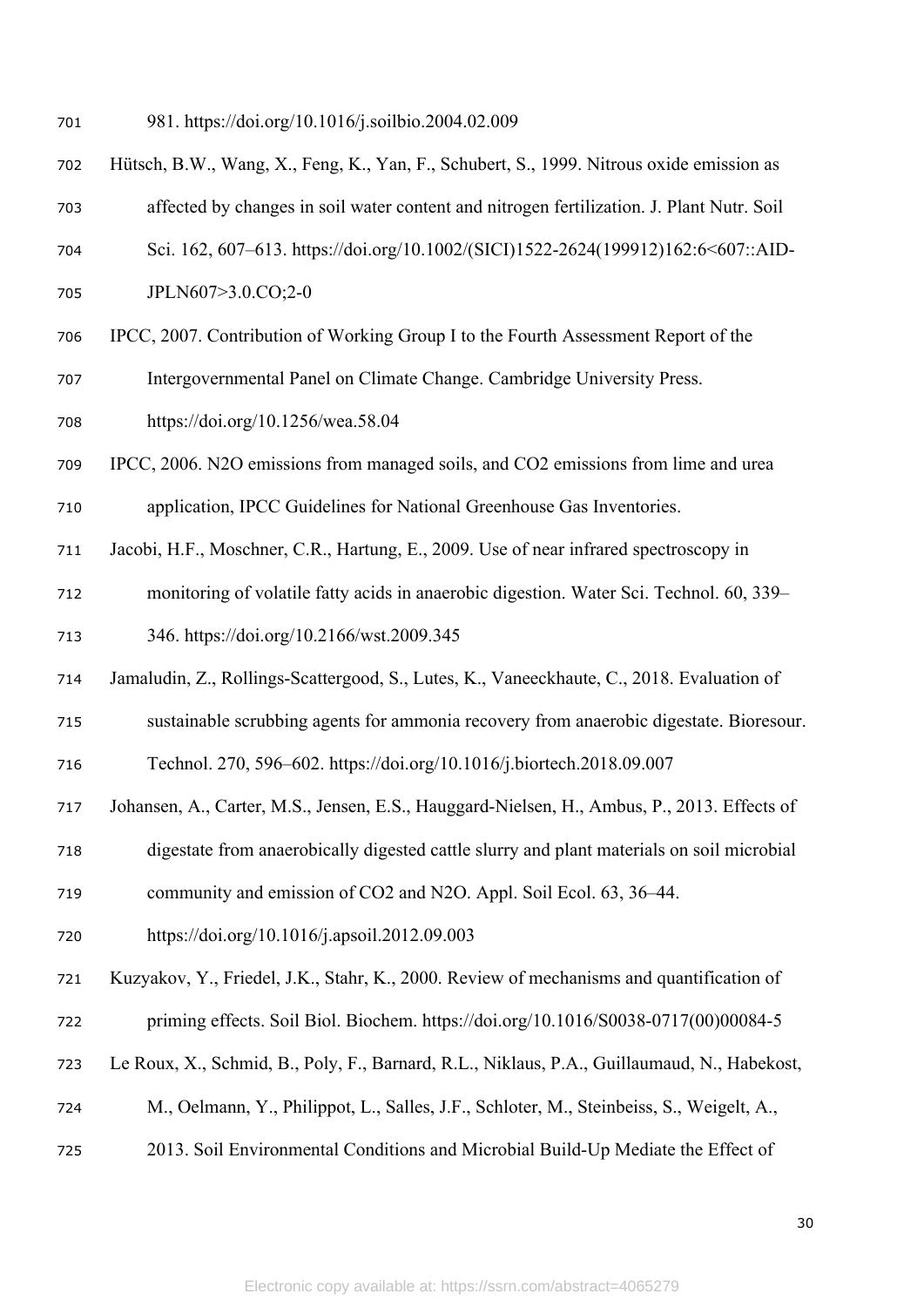981. https://doi.org/10.1016/j.soilbio.2004.02.009

Hütsch, B.W., Wang, X., Feng, K., Yan, F., Schubert, S., 1999. Nitrous oxide emission as affected by changes in soil water content and nitrogen fertilization. J. Plant Nutr. Soil Sci. 162, 607–613. https://doi.org/10.1002/(SICI)1522-2624(199912)162:6<607::AID-JPLN607>3.0.CO;2-0

IPCC, 2007. Contribution of Working Group I to the Fourth Assessment Report of the Intergovernmental Panel on Climate Change. Cambridge University Press. https://doi.org/10.1256/wea.58.04

IPCC, 2006. N2O emissions from managed soils, and CO2 emissions from lime and urea application, IPCC Guidelines for National Greenhouse Gas Inventories.

Jacobi, H.F., Moschner, C.R., Hartung, E., 2009. Use of near infrared spectroscopy in monitoring of volatile fatty acids in anaerobic digestion. Water Sci. Technol. 60, 339–346. https://doi.org/10.2166/wst.2009.345

Jamaludin, Z., Rollings-Scattergood, S., Lutes, K., Vaneeckhaute, C., 2018. Evaluation of sustainable scrubbing agents for ammonia recovery from anaerobic digestate. Bioresour. Technol. 270, 596–602. https://doi.org/10.1016/j.biortech.2018.09.007

Johansen, A., Carter, M.S., Jensen, E.S., Hauggard-Nielsen, H., Ambus, P., 2013. Effects of digestate from anaerobically digested cattle slurry and plant materials on soil microbial community and emission of CO2 and N2O. Appl. Soil Ecol. 63, 36–44. https://doi.org/10.1016/j.apsoil.2012.09.003

Kuzyakov, Y., Friedel, J.K., Stahr, K., 2000. Review of mechanisms and quantification of priming effects. Soil Biol. Biochem. https://doi.org/10.1016/S0038-0717(00)00084-5

Le Roux, X., Schmid, B., Poly, F., Barnard, R.L., Niklaus, P.A., Guillaumaud, N., Habekost, M., Oelmann, Y., Philippot, L., Salles, J.F., Schloter, M., Steinbeiss, S., Weigelt, A., 2013. Soil Environmental Conditions and Microbial Build-Up Mediate the Effect of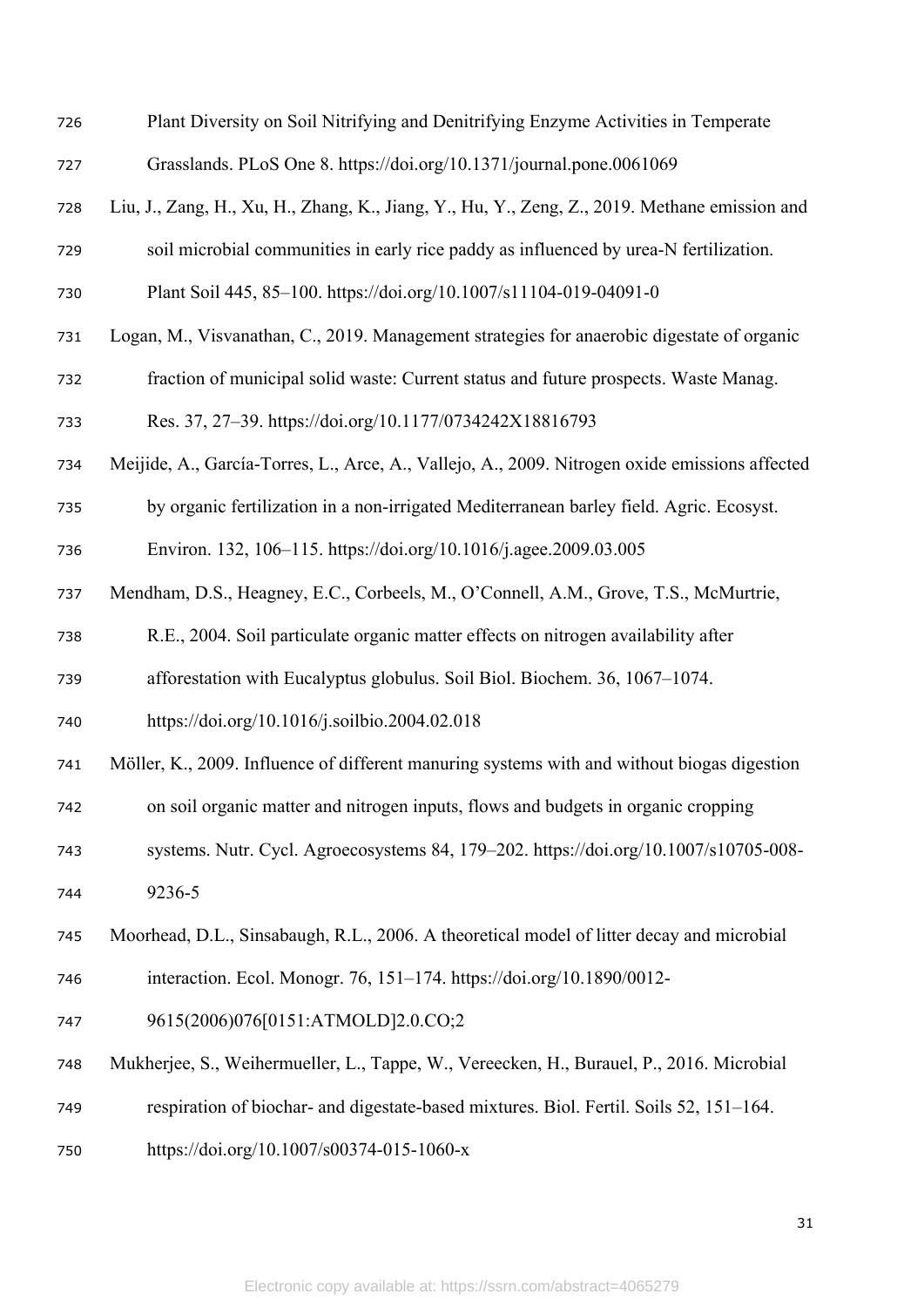Plant Diversity on Soil Nitrifying and Denitrifying Enzyme Activities in Temperate Grasslands. PLoS One 8. https://doi.org/10.1371/journal.pone.0061069

Liu, J., Zang, H., Xu, H., Zhang, K., Jiang, Y., Hu, Y., Zeng, Z., 2019. Methane emission and soil microbial communities in early rice paddy as influenced by urea-N fertilization. Plant Soil 445, 85–100. https://doi.org/10.1007/s11104-019-04091-0

Logan, M., Visvanathan, C., 2019. Management strategies for anaerobic digestate of organic fraction of municipal solid waste: Current status and future prospects. Waste Manag. Res. 37, 27–39. https://doi.org/10.1177/0734242X18816793

Meijide, A., García-Torres, L., Arce, A., Vallejo, A., 2009. Nitrogen oxide emissions affected by organic fertilization in a non-irrigated Mediterranean barley field. Agric. Ecosyst. Environ. 132, 106–115. https://doi.org/10.1016/j.agee.2009.03.005

Mendham, D.S., Heagney, E.C., Corbeels, M., O'Connell, A.M., Grove, T.S., McMurtrie, R.E., 2004. Soil particulate organic matter effects on nitrogen availability after afforestation with Eucalyptus globulus. Soil Biol. Biochem. 36, 1067–1074. https://doi.org/10.1016/j.soilbio.2004.02.018

Möller, K., 2009. Influence of different manuring systems with and without biogas digestion on soil organic matter and nitrogen inputs, flows and budgets in organic cropping systems. Nutr. Cycl. Agroecosystems 84, 179–202. https://doi.org/10.1007/s10705-008-9236-5

Moorhead, D.L., Sinsabaugh, R.L., 2006. A theoretical model of litter decay and microbial interaction. Ecol. Monogr. 76, 151–174. https://doi.org/10.1890/0012-9615(2006)076[0151:ATMOLD]2.0.CO;2

Mukherjee, S., Weihermueller, L., Tappe, W., Vereecken, H., Burauel, P., 2016. Microbial respiration of biochar- and digestate-based mixtures. Biol. Fertil. Soils 52, 151–164. https://doi.org/10.1007/s00374-015-1060-x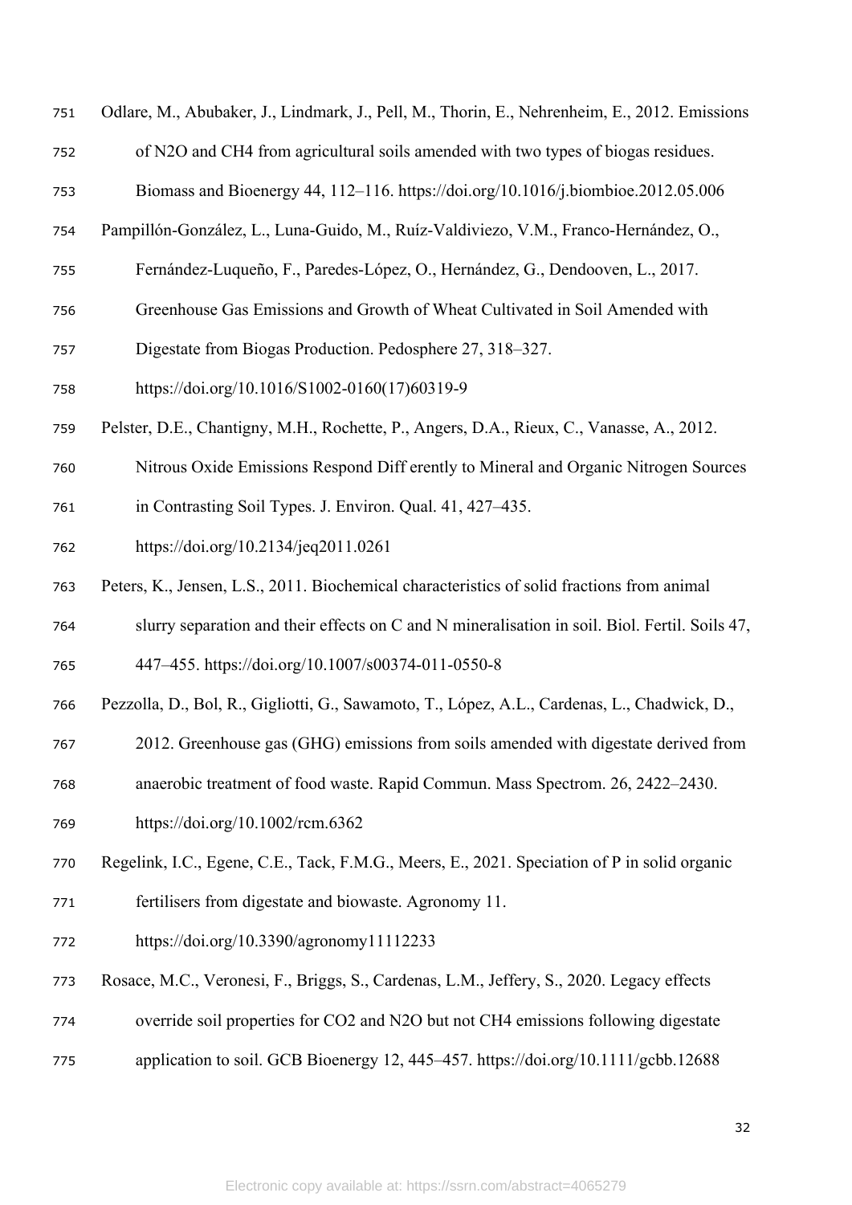Odlare, M., Abubaker, J., Lindmark, J., Pell, M., Thorin, E., Nehrenheim, E., 2012. Emissions of N2O and CH4 from agricultural soils amended with two types of biogas residues. Biomass and Bioenergy 44, 112–116. https://doi.org/10.1016/j.biombioe.2012.05.006

Pampillón-González, L., Luna-Guido, M., Ruíz-Valdiviezo, V.M., Franco-Hernández, O., Fernández-Luqueño, F., Paredes-López, O., Hernández, G., Dendooven, L., 2017. Greenhouse Gas Emissions and Growth of Wheat Cultivated in Soil Amended with Digestate from Biogas Production. Pedosphere 27, 318–327. https://doi.org/10.1016/S1002-0160(17)60319-9

Pelster, D.E., Chantigny, M.H., Rochette, P., Angers, D.A., Rieux, C., Vanasse, A., 2012. Nitrous Oxide Emissions Respond Diff erently to Mineral and Organic Nitrogen Sources in Contrasting Soil Types. J. Environ. Qual. 41, 427–435. https://doi.org/10.2134/jeq2011.0261

Peters, K., Jensen, L.S., 2011. Biochemical characteristics of solid fractions from animal slurry separation and their effects on C and N mineralisation in soil. Biol. Fertil. Soils 47, 447–455. https://doi.org/10.1007/s00374-011-0550-8

Pezzolla, D., Bol, R., Gigliotti, G., Sawamoto, T., López, A.L., Cardenas, L., Chadwick, D., 2012. Greenhouse gas (GHG) emissions from soils amended with digestate derived from anaerobic treatment of food waste. Rapid Commun. Mass Spectrom. 26, 2422–2430. https://doi.org/10.1002/rcm.6362

Regelink, I.C., Egene, C.E., Tack, F.M.G., Meers, E., 2021. Speciation of P in solid organic fertilisers from digestate and biowaste. Agronomy 11. https://doi.org/10.3390/agronomy11112233

Rosace, M.C., Veronesi, F., Briggs, S., Cardenas, L.M., Jeffery, S., 2020. Legacy effects override soil properties for CO2 and N2O but not CH4 emissions following digestate application to soil. GCB Bioenergy 12, 445–457. https://doi.org/10.1111/gcbb.12688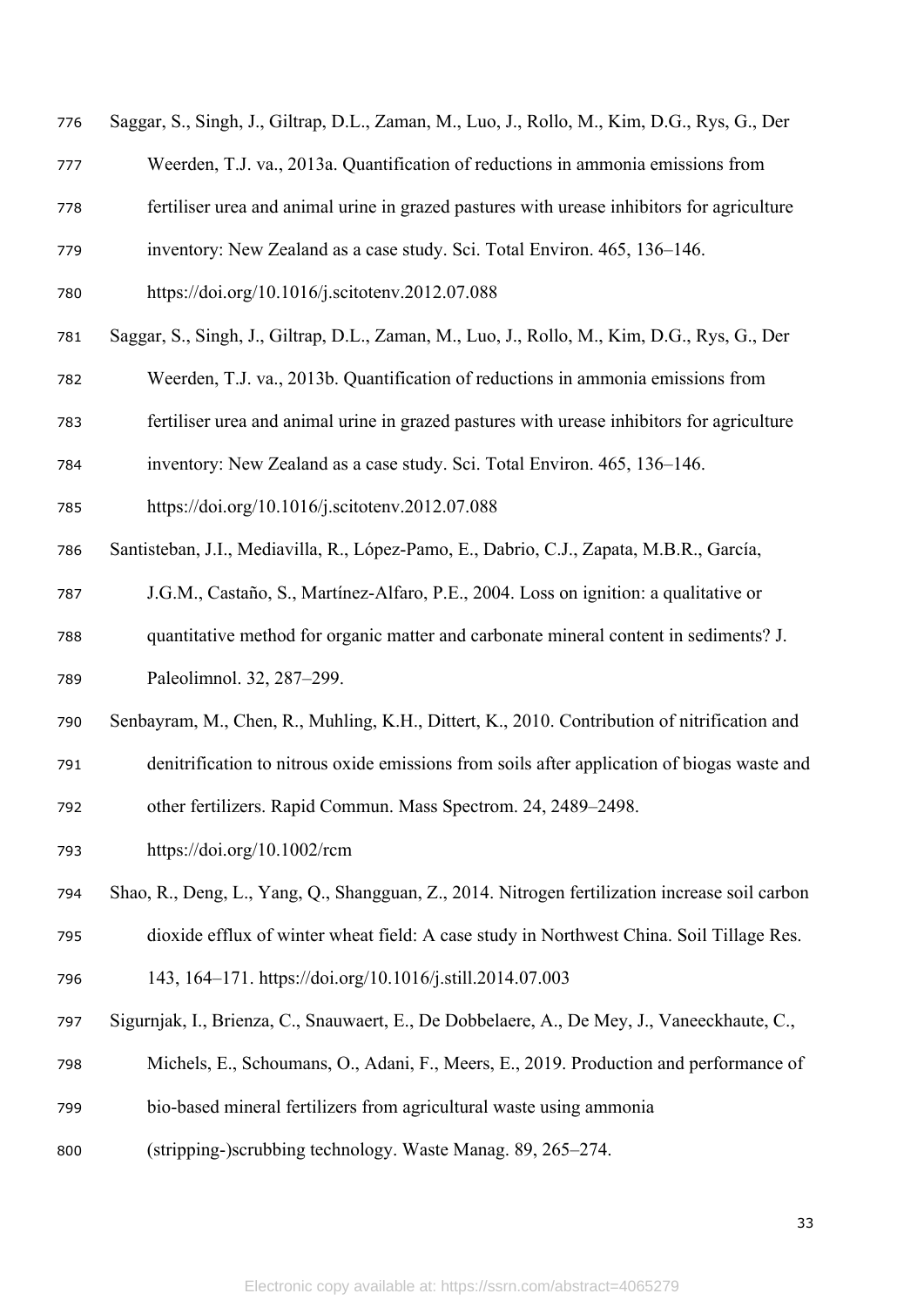Saggar, S., Singh, J., Giltrap, D.L., Zaman, M., Luo, J., Rollo, M., Kim, D.G., Rys, G., Der Weerden, T.J. va., 2013a. Quantification of reductions in ammonia emissions from fertiliser urea and animal urine in grazed pastures with urease inhibitors for agriculture inventory: New Zealand as a case study. Sci. Total Environ. 465, 136–146. https://doi.org/10.1016/j.scitotenv.2012.07.088

Saggar, S., Singh, J., Giltrap, D.L., Zaman, M., Luo, J., Rollo, M., Kim, D.G., Rys, G., Der Weerden, T.J. va., 2013b. Quantification of reductions in ammonia emissions from fertiliser urea and animal urine in grazed pastures with urease inhibitors for agriculture inventory: New Zealand as a case study. Sci. Total Environ. 465, 136–146. https://doi.org/10.1016/j.scitotenv.2012.07.088

Santisteban, J.I., Mediavilla, R., López-Pamo, E., Dabrio, C.J., Zapata, M.B.R., García, J.G.M., Castaño, S., Martínez-Alfaro, P.E., 2004. Loss on ignition: a qualitative or quantitative method for organic matter and carbonate mineral content in sediments? J. Paleolimnol. 32, 287–299.

Senbayram, M., Chen, R., Muhling, K.H., Dittert, K., 2010. Contribution of nitrification and denitrification to nitrous oxide emissions from soils after application of biogas waste and other fertilizers. Rapid Commun. Mass Spectrom. 24, 2489–2498. https://doi.org/10.1002/rcm

Shao, R., Deng, L., Yang, Q., Shangguan, Z., 2014. Nitrogen fertilization increase soil carbon dioxide efflux of winter wheat field: A case study in Northwest China. Soil Tillage Res. 143, 164–171. https://doi.org/10.1016/j.still.2014.07.003

Sigurnjak, I., Brienza, C., Snauwaert, E., De Dobbelaere, A., De Mey, J., Vaneeckhaute, C., Michels, E., Schoumans, O., Adani, F., Meers, E., 2019. Production and performance of bio-based mineral fertilizers from agricultural waste using ammonia (stripping-)scrubbing technology. Waste Manag. 89, 265–274.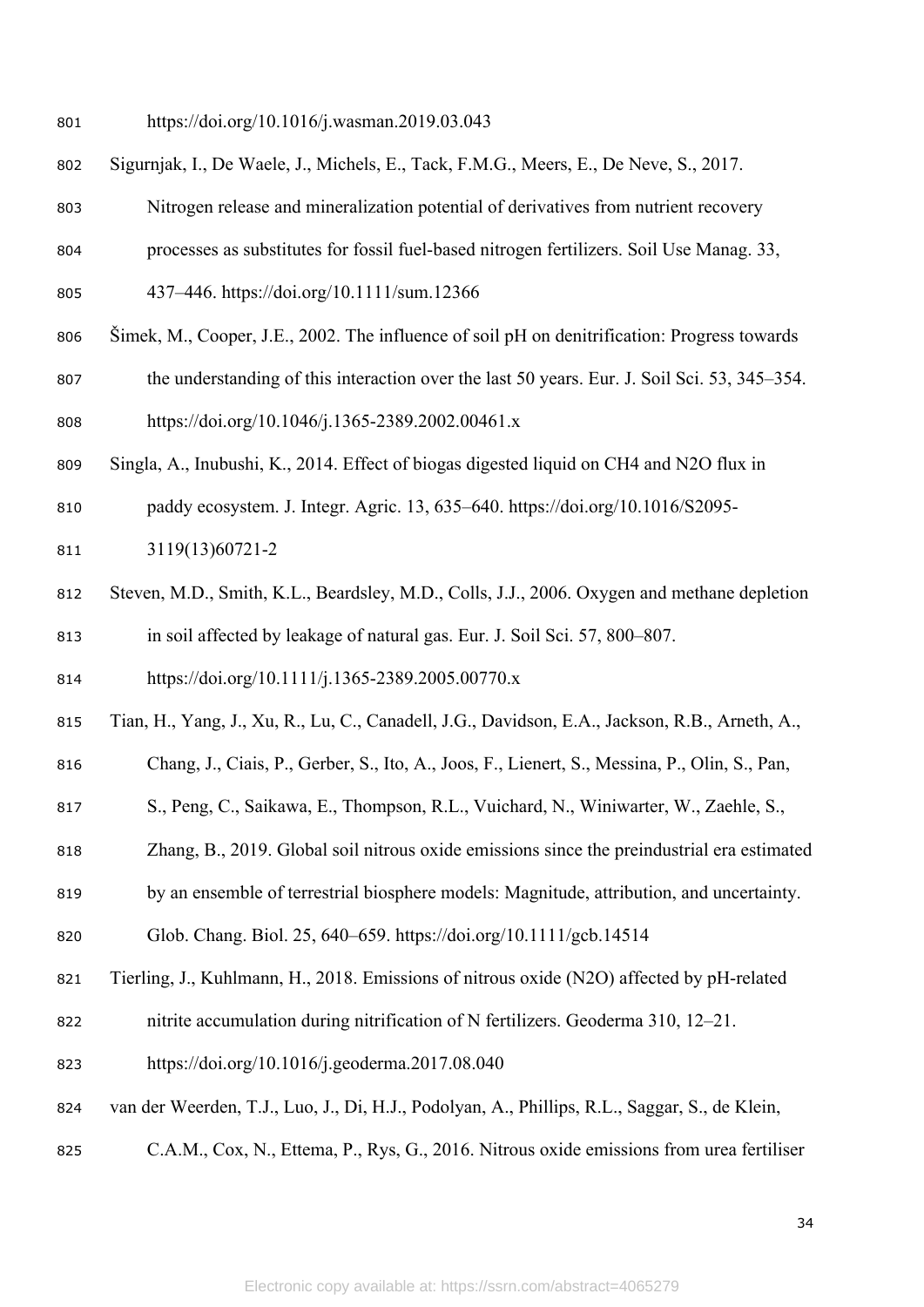https://doi.org/10.1016/j.wasman.2019.03.043

Sigurnjak, I., De Waele, J., Michels, E., Tack, F.M.G., Meers, E., De Neve, S., 2017. Nitrogen release and mineralization potential of derivatives from nutrient recovery processes as substitutes for fossil fuel-based nitrogen fertilizers. Soil Use Manag. 33, 437–446. https://doi.org/10.1111/sum.12366

Šimek, M., Cooper, J.E., 2002. The influence of soil pH on denitrification: Progress towards the understanding of this interaction over the last 50 years. Eur. J. Soil Sci. 53, 345–354. https://doi.org/10.1046/j.1365-2389.2002.00461.x

Singla, A., Inubushi, K., 2014. Effect of biogas digested liquid on CH4 and N2O flux in paddy ecosystem. J. Integr. Agric. 13, 635–640. https://doi.org/10.1016/S2095-3119(13)60721-2

Steven, M.D., Smith, K.L., Beardsley, M.D., Colls, J.J., 2006. Oxygen and methane depletion in soil affected by leakage of natural gas. Eur. J. Soil Sci. 57, 800–807. https://doi.org/10.1111/j.1365-2389.2005.00770.x

Tian, H., Yang, J., Xu, R., Lu, C., Canadell, J.G., Davidson, E.A., Jackson, R.B., Arneth, A., Chang, J., Ciais, P., Gerber, S., Ito, A., Joos, F., Lienert, S., Messina, P., Olin, S., Pan, S., Peng, C., Saikawa, E., Thompson, R.L., Vuichard, N., Winiwarter, W., Zaehle, S., Zhang, B., 2019. Global soil nitrous oxide emissions since the preindustrial era estimated by an ensemble of terrestrial biosphere models: Magnitude, attribution, and uncertainty. Glob. Chang. Biol. 25, 640–659. https://doi.org/10.1111/gcb.14514

Tierling, J., Kuhlmann, H., 2018. Emissions of nitrous oxide (N2O) affected by pH-related nitrite accumulation during nitrification of N fertilizers. Geoderma 310, 12–21. https://doi.org/10.1016/j.geoderma.2017.08.040

van der Weerden, T.J., Luo, J., Di, H.J., Podolyan, A., Phillips, R.L., Saggar, S., de Klein, C.A.M., Cox, N., Ettema, P., Rys, G., 2016. Nitrous oxide emissions from urea fertiliser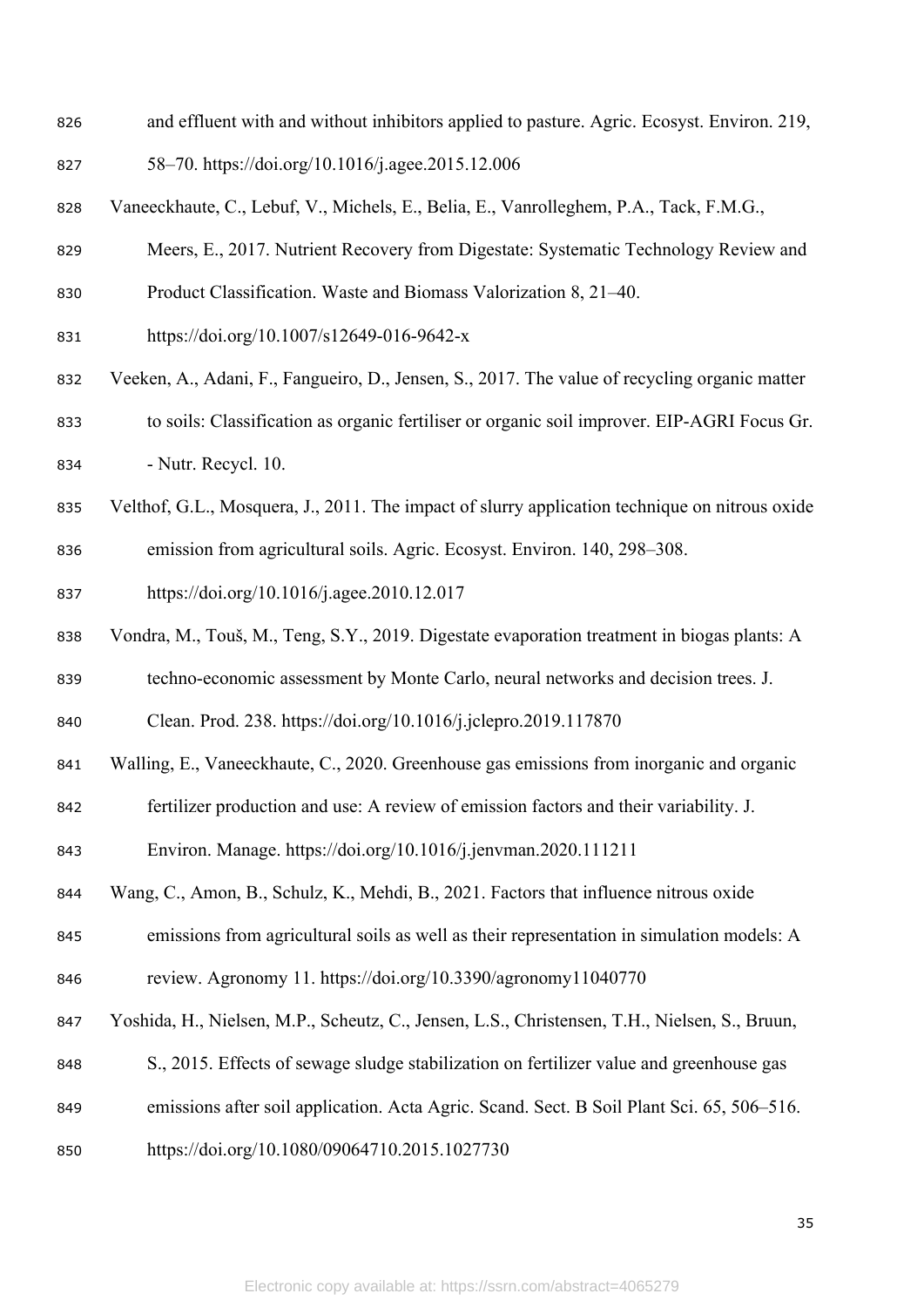and effluent with and without inhibitors applied to pasture. Agric. Ecosyst. Environ. 219, 58–70. https://doi.org/10.1016/j.agee.2015.12.006

Vaneeckhaute, C., Lebuf, V., Michels, E., Belia, E., Vanrolleghem, P.A., Tack, F.M.G., Meers, E., 2017. Nutrient Recovery from Digestate: Systematic Technology Review and Product Classification. Waste and Biomass Valorization 8, 21–40. https://doi.org/10.1007/s12649-016-9642-x

Veeken, A., Adani, F., Fangueiro, D., Jensen, S., 2017. The value of recycling organic matter to soils: Classification as organic fertiliser or organic soil improver. EIP-AGRI Focus Gr. - Nutr. Recycl. 10.

Velthof, G.L., Mosquera, J., 2011. The impact of slurry application technique on nitrous oxide emission from agricultural soils. Agric. Ecosyst. Environ. 140, 298–308. https://doi.org/10.1016/j.agee.2010.12.017

Vondra, M., Touš, M., Teng, S.Y., 2019. Digestate evaporation treatment in biogas plants: A techno-economic assessment by Monte Carlo, neural networks and decision trees. J. Clean. Prod. 238. https://doi.org/10.1016/j.jclepro.2019.117870

Walling, E., Vaneeckhaute, C., 2020. Greenhouse gas emissions from inorganic and organic fertilizer production and use: A review of emission factors and their variability. J. Environ. Manage. https://doi.org/10.1016/j.jenvman.2020.111211

Wang, C., Amon, B., Schulz, K., Mehdi, B., 2021. Factors that influence nitrous oxide emissions from agricultural soils as well as their representation in simulation models: A review. Agronomy 11. https://doi.org/10.3390/agronomy11040770

Yoshida, H., Nielsen, M.P., Scheutz, C., Jensen, L.S., Christensen, T.H., Nielsen, S., Bruun, S., 2015. Effects of sewage sludge stabilization on fertilizer value and greenhouse gas emissions after soil application. Acta Agric. Scand. Sect. B Soil Plant Sci. 65, 506–516. https://doi.org/10.1080/09064710.2015.1027730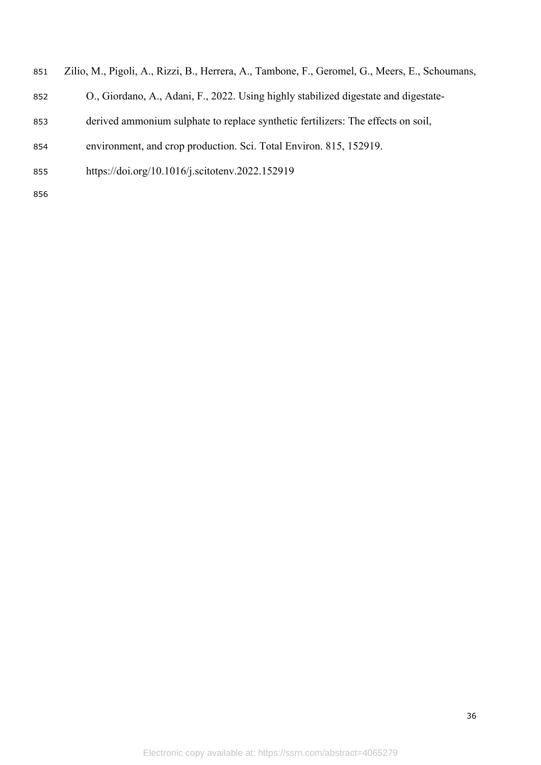Zilio, M., Pigoli, A., Rizzi, B., Herrera, A., Tambone, F., Geromel, G., Meers, E., Schoumans, O., Giordano, A., Adani, F., 2022. Using highly stabilized digestate and digestate-derived ammonium sulphate to replace synthetic fertilizers: The effects on soil, environment, and crop production. Sci. Total Environ. 815, 152919. https://doi.org/10.1016/j.scitotenv.2022.152919